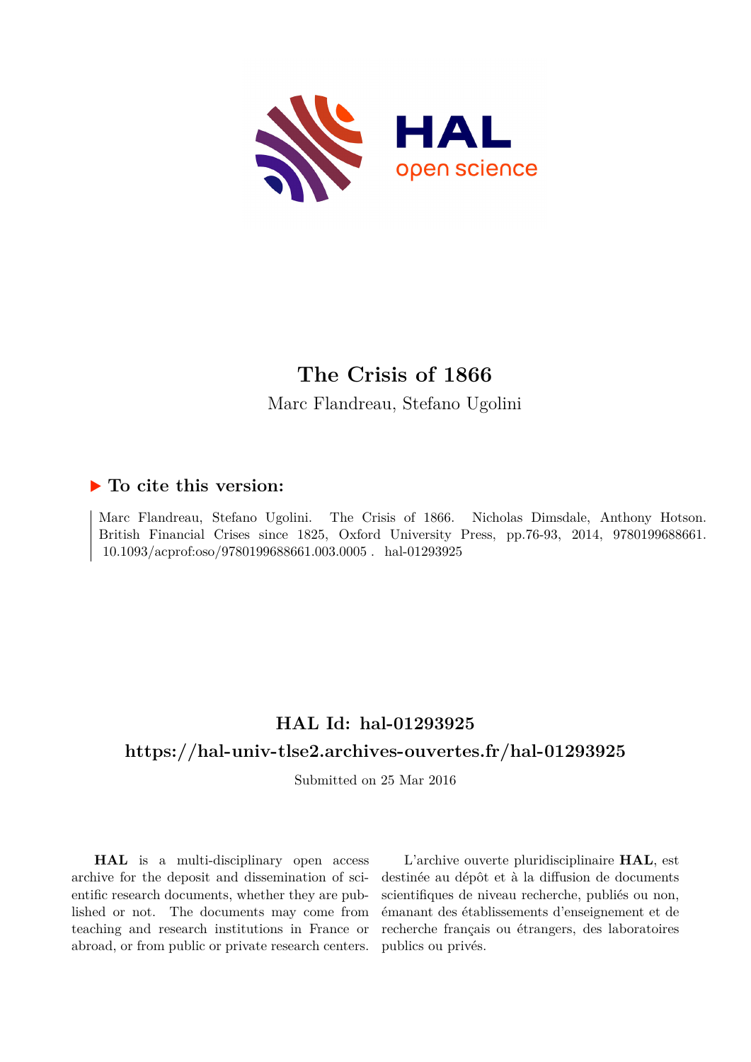# The Crisis of 1866

Marc Flandreau, Stefano Ugolini

## ▶ To cite this version:

Marc Flandreau, Stefano Ugolini. The Crisis of 1866. Nicholas Dimsdale, Anthony Hotson. British Financial Crises since 1825, Oxford University Press, pp.76-93, 2014, 9780199688661. 10.1093/acprof:oso/9780199688661.003.0005 . hal-01293925

## HAL Id: hal-01293925

## https://hal-univ-tlse2.archives-ouvertes.fr/hal-01293925

Submitted on 25 Mar 2016

**HAL** is a multi-disciplinary open access archive for the deposit and dissemination of scientific research documents, whether they are published or not. The documents may come from teaching and research institutions in France or abroad, or from public or private research centers.

L'archive ouverte pluridisciplinaire **HAL**, est destinée au dépôt et à la diffusion de documents scientifiques de niveau recherche, publiés ou non, émanant des établissements d'enseignement et de recherche français ou étrangers, des laboratoires publics ou privés.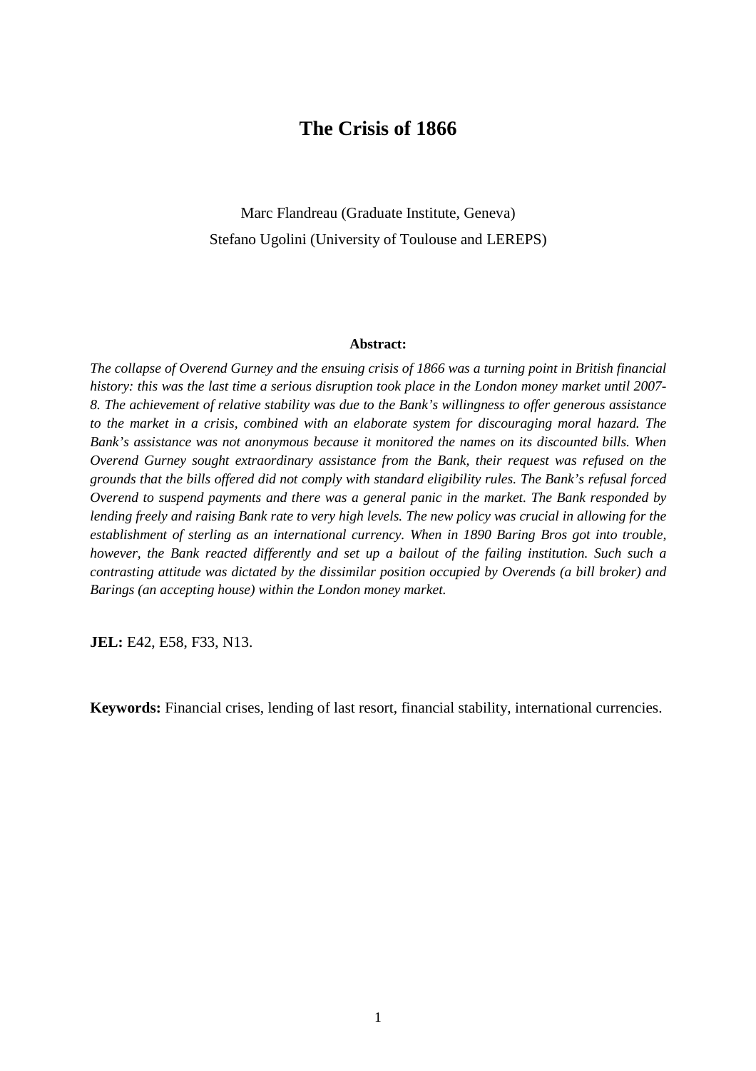# The Crisis of 1866

Marc Flandreau (Graduate Institute, Geneva)

Stefano Ugolini (University of Toulouse and LEREPS)

**Abstract:**

*The collapse of Overend Gurney and the ensuing crisis of 1866 was a turning point in British financial history: this was the last time a serious disruption took place in the London money market until 2007-8. The achievement of relative stability was due to the Bank's willingness to offer generous assistance to the market in a crisis, combined with an elaborate system for discouraging moral hazard. The Bank's assistance was not anonymous because it monitored the names on its discounted bills. When Overend Gurney sought extraordinary assistance from the Bank, their request was refused on the grounds that the bills offered did not comply with standard eligibility rules. The Bank's refusal forced Overend to suspend payments and there was a general panic in the market. The Bank responded by lending freely and raising Bank rate to very high levels. The new policy was crucial in allowing for the establishment of sterling as an international currency. When in 1890 Baring Bros got into trouble, however, the Bank reacted differently and set up a bailout of the failing institution. Such such a contrasting attitude was dictated by the dissimilar position occupied by Overends (a bill broker) and Barings (an accepting house) within the London money market.*

**JEL:** E42, E58, F33, N13.

**Keywords:** Financial crises, lending of last resort, financial stability, international currencies.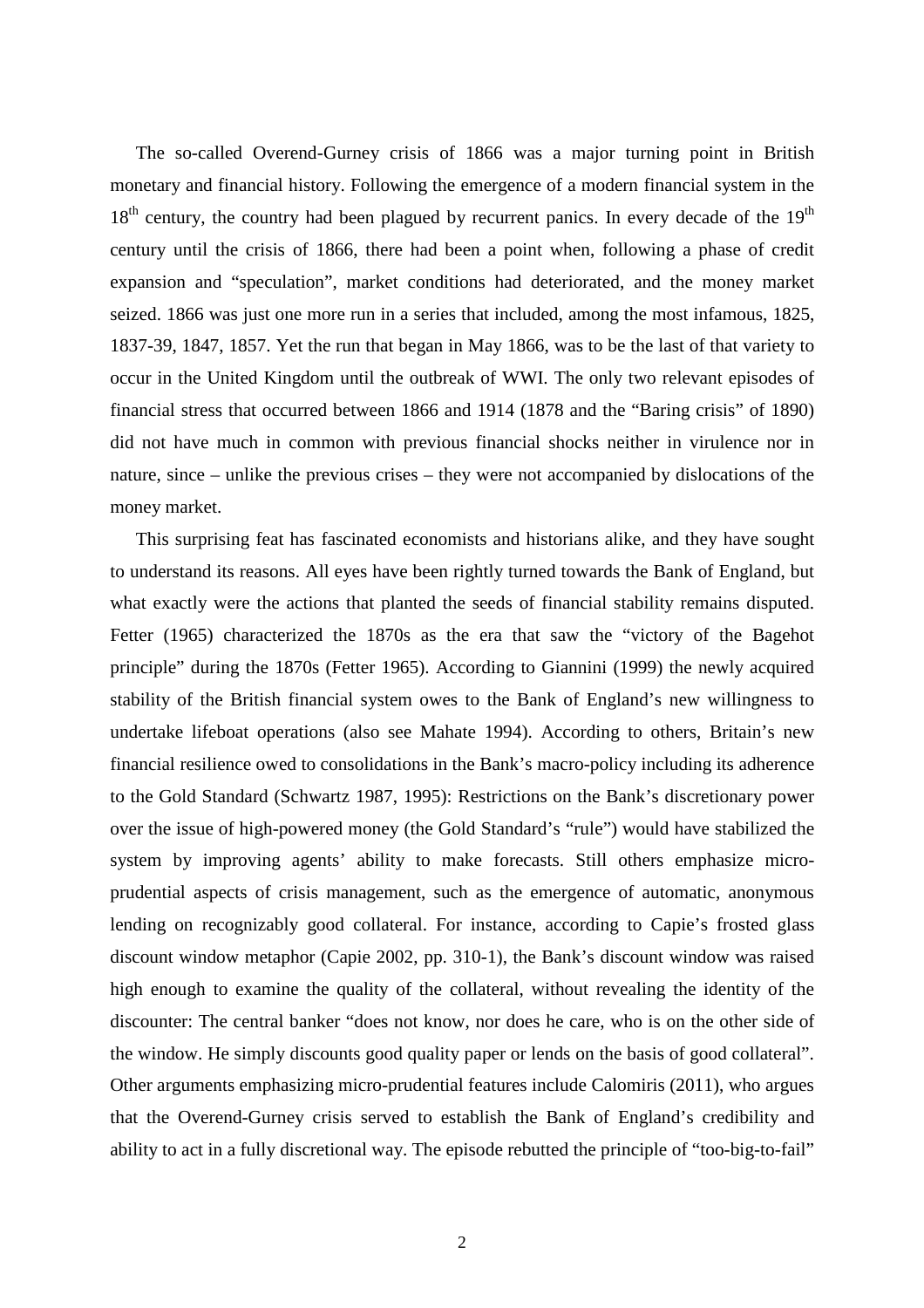The so-called Overend-Gurney crisis of 1866 was a major turning point in British monetary and financial history. Following the emergence of a modern financial system in the $18^{th}$ century, the country had been plagued by recurrent panics. In every decade of the $19^{th}$ century until the crisis of 1866, there had been a point when, following a phase of credit expansion and "speculation", market conditions had deteriorated, and the money market seized. 1866 was just one more run in a series that included, among the most infamous, 1825, 1837-39, 1847, 1857. Yet the run that began in May 1866, was to be the last of that variety to occur in the United Kingdom until the outbreak of WWI. The only two relevant episodes of financial stress that occurred between 1866 and 1914 (1878 and the "Baring crisis" of 1890) did not have much in common with previous financial shocks neither in virulence nor in nature, since – unlike the previous crises – they were not accompanied by dislocations of the money market.

This surprising feat has fascinated economists and historians alike, and they have sought to understand its reasons. All eyes have been rightly turned towards the Bank of England, but what exactly were the actions that planted the seeds of financial stability remains disputed. Fetter (1965) characterized the 1870s as the era that saw the "victory of the Bagehot principle" during the 1870s (Fetter 1965). According to Giannini (1999) the newly acquired stability of the British financial system owes to the Bank of England's new willingness to undertake lifeboat operations (also see Mahate 1994). According to others, Britain's new financial resilience owed to consolidations in the Bank's macro-policy including its adherence to the Gold Standard (Schwartz 1987, 1995): Restrictions on the Bank's discretionary power over the issue of high-powered money (the Gold Standard's "rule") would have stabilized the system by improving agents' ability to make forecasts. Still others emphasize micro-prudential aspects of crisis management, such as the emergence of automatic, anonymous lending on recognizably good collateral. For instance, according to Capie's frosted glass discount window metaphor (Capie 2002, pp. 310-1), the Bank's discount window was raised high enough to examine the quality of the collateral, without revealing the identity of the discounter: The central banker "does not know, nor does he care, who is on the other side of the window. He simply discounts good quality paper or lends on the basis of good collateral". Other arguments emphasizing micro-prudential features include Calomiris (2011), who argues that the Overend-Gurney crisis served to establish the Bank of England's credibility and ability to act in a fully discretional way. The episode rebutted the principle of "too-big-to-fail"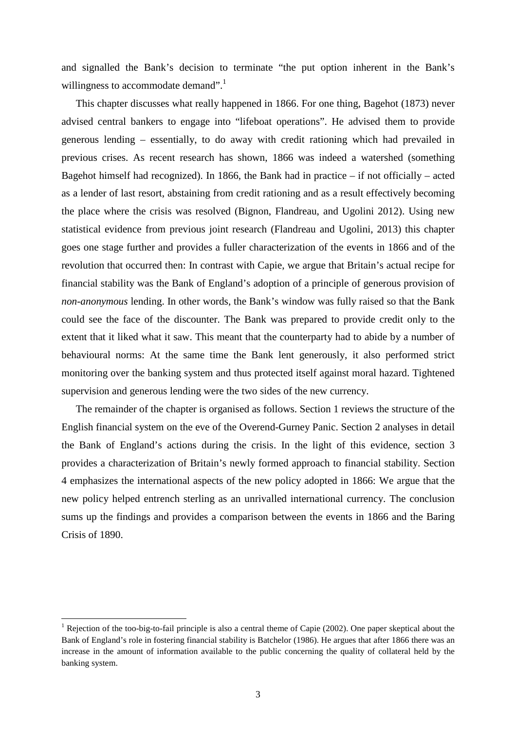and signalled the Bank's decision to terminate "the put option inherent in the Bank's willingness to accommodate demand".[1]

This chapter discusses what really happened in 1866. For one thing, Bagehot (1873) never advised central bankers to engage into "lifeboat operations". He advised them to provide generous lending – essentially, to do away with credit rationing which had prevailed in previous crises. As recent research has shown, 1866 was indeed a watershed (something Bagehot himself had recognized). In 1866, the Bank had in practice – if not officially – acted as a lender of last resort, abstaining from credit rationing and as a result effectively becoming the place where the crisis was resolved (Bignon, Flandreau, and Ugolini 2012). Using new statistical evidence from previous joint research (Flandreau and Ugolini, 2013) this chapter goes one stage further and provides a fuller characterization of the events in 1866 and of the revolution that occurred then: In contrast with Capie, we argue that Britain's actual recipe for financial stability was the Bank of England's adoption of a principle of generous provision of *non-anonymous* lending. In other words, the Bank's window was fully raised so that the Bank could see the face of the discounter. The Bank was prepared to provide credit only to the extent that it liked what it saw. This meant that the counterparty had to abide by a number of behavioural norms: At the same time the Bank lent generously, it also performed strict monitoring over the banking system and thus protected itself against moral hazard. Tightened supervision and generous lending were the two sides of the new currency.

The remainder of the chapter is organised as follows. Section 1 reviews the structure of the English financial system on the eve of the Overend-Gurney Panic. Section 2 analyses in detail the Bank of England's actions during the crisis. In the light of this evidence, section 3 provides a characterization of Britain's newly formed approach to financial stability. Section 4 emphasizes the international aspects of the new policy adopted in 1866: We argue that the new policy helped entrench sterling as an unrivalled international currency. The conclusion sums up the findings and provides a comparison between the events in 1866 and the Baring Crisis of 1890.

---

[1] Rejection of the too-big-to-fail principle is also a central theme of Capie (2002). One paper skeptical about the Bank of England's role in fostering financial stability is Batchelor (1986). He argues that after 1866 there was an increase in the amount of information available to the public concerning the quality of collateral held by the banking system.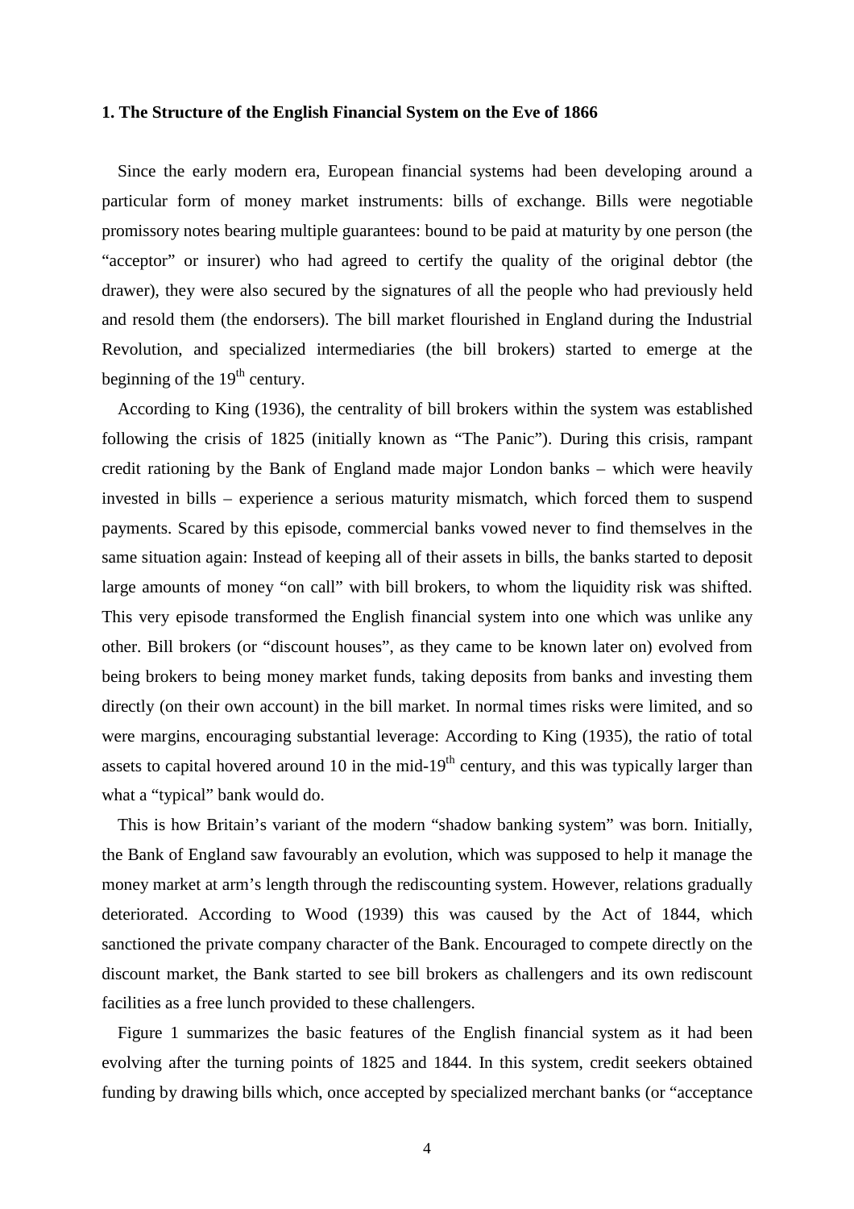### 1. The Structure of the English Financial System on the Eve of 1866

Since the early modern era, European financial systems had been developing around a particular form of money market instruments: bills of exchange. Bills were negotiable promissory notes bearing multiple guarantees: bound to be paid at maturity by one person (the "acceptor" or insurer) who had agreed to certify the quality of the original debtor (the drawer), they were also secured by the signatures of all the people who had previously held and resold them (the endorsers). The bill market flourished in England during the Industrial Revolution, and specialized intermediaries (the bill brokers) started to emerge at the beginning of the 19th century.

According to King (1936), the centrality of bill brokers within the system was established following the crisis of 1825 (initially known as "The Panic"). During this crisis, rampant credit rationing by the Bank of England made major London banks – which were heavily invested in bills – experience a serious maturity mismatch, which forced them to suspend payments. Scared by this episode, commercial banks vowed never to find themselves in the same situation again: Instead of keeping all of their assets in bills, the banks started to deposit large amounts of money "on call" with bill brokers, to whom the liquidity risk was shifted. This very episode transformed the English financial system into one which was unlike any other. Bill brokers (or "discount houses", as they came to be known later on) evolved from being brokers to being money market funds, taking deposits from banks and investing them directly (on their own account) in the bill market. In normal times risks were limited, and so were margins, encouraging substantial leverage: According to King (1935), the ratio of total assets to capital hovered around 10 in the mid-19th century, and this was typically larger than what a "typical" bank would do.

This is how Britain's variant of the modern "shadow banking system" was born. Initially, the Bank of England saw favourably an evolution, which was supposed to help it manage the money market at arm's length through the rediscounting system. However, relations gradually deteriorated. According to Wood (1939) this was caused by the Act of 1844, which sanctioned the private company character of the Bank. Encouraged to compete directly on the discount market, the Bank started to see bill brokers as challengers and its own rediscount facilities as a free lunch provided to these challengers.

Figure 1 summarizes the basic features of the English financial system as it had been evolving after the turning points of 1825 and 1844. In this system, credit seekers obtained funding by drawing bills which, once accepted by specialized merchant banks (or "acceptance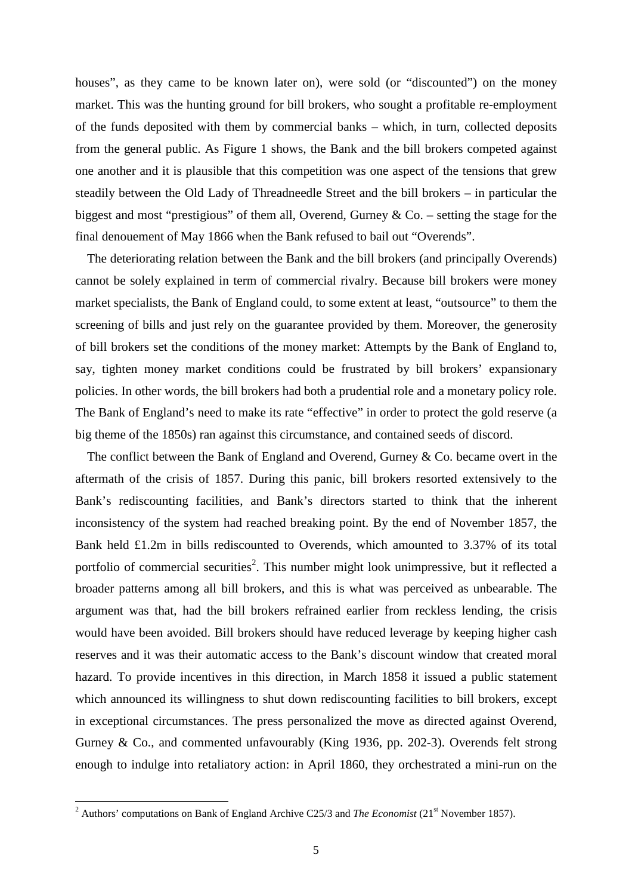houses", as they came to be known later on), were sold (or "discounted") on the money market. This was the hunting ground for bill brokers, who sought a profitable re-employment of the funds deposited with them by commercial banks – which, in turn, collected deposits from the general public. As Figure 1 shows, the Bank and the bill brokers competed against one another and it is plausible that this competition was one aspect of the tensions that grew steadily between the Old Lady of Threadneedle Street and the bill brokers – in particular the biggest and most "prestigious" of them all, Overend, Gurney & Co. – setting the stage for the final denouement of May 1866 when the Bank refused to bail out "Overends".

The deteriorating relation between the Bank and the bill brokers (and principally Overends) cannot be solely explained in term of commercial rivalry. Because bill brokers were money market specialists, the Bank of England could, to some extent at least, "outsource" to them the screening of bills and just rely on the guarantee provided by them. Moreover, the generosity of bill brokers set the conditions of the money market: Attempts by the Bank of England to, say, tighten money market conditions could be frustrated by bill brokers' expansionary policies. In other words, the bill brokers had both a prudential role and a monetary policy role. The Bank of England's need to make its rate "effective" in order to protect the gold reserve (a big theme of the 1850s) ran against this circumstance, and contained seeds of discord.

The conflict between the Bank of England and Overend, Gurney & Co. became overt in the aftermath of the crisis of 1857. During this panic, bill brokers resorted extensively to the Bank's rediscounting facilities, and Bank's directors started to think that the inherent inconsistency of the system had reached breaking point. By the end of November 1857, the Bank held £1.2m in bills rediscounted to Overends, which amounted to 3.37% of its total portfolio of commercial securities[2]. This number might look unimpressive, but it reflected a broader patterns among all bill brokers, and this is what was perceived as unbearable. The argument was that, had the bill brokers refrained earlier from reckless lending, the crisis would have been avoided. Bill brokers should have reduced leverage by keeping higher cash reserves and it was their automatic access to the Bank's discount window that created moral hazard. To provide incentives in this direction, in March 1858 it issued a public statement which announced its willingness to shut down rediscounting facilities to bill brokers, except in exceptional circumstances. The press personalized the move as directed against Overend, Gurney & Co., and commented unfavourably (King 1936, pp. 202-3). Overends felt strong enough to indulge into retaliatory action: in April 1860, they orchestrated a mini-run on the

[2] Authors' computations on Bank of England Archive C25/3 and *The Economist* (21st November 1857).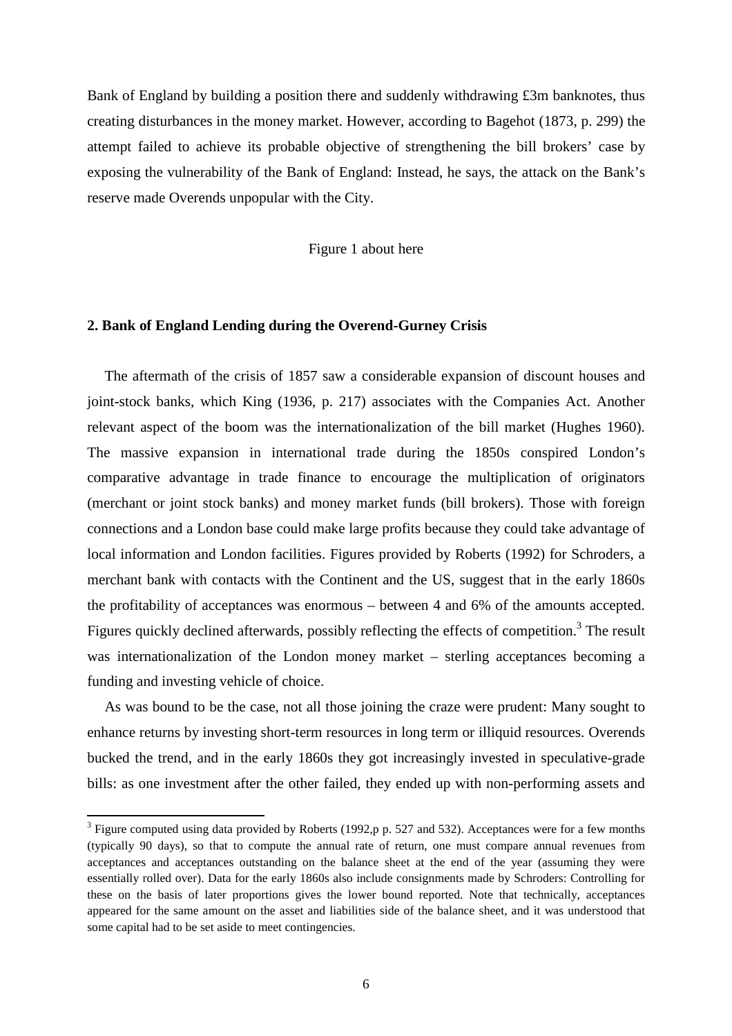Bank of England by building a position there and suddenly withdrawing £3m banknotes, thus creating disturbances in the money market. However, according to Bagehot (1873, p. 299) the attempt failed to achieve its probable objective of strengthening the bill brokers' case by exposing the vulnerability of the Bank of England: Instead, he says, the attack on the Bank's reserve made Overends unpopular with the City.

Figure 1 about here

## 2. Bank of England Lending during the Overend-Gurney Crisis

The aftermath of the crisis of 1857 saw a considerable expansion of discount houses and joint-stock banks, which King (1936, p. 217) associates with the Companies Act. Another relevant aspect of the boom was the internationalization of the bill market (Hughes 1960). The massive expansion in international trade during the 1850s conspired London's comparative advantage in trade finance to encourage the multiplication of originators (merchant or joint stock banks) and money market funds (bill brokers). Those with foreign connections and a London base could make large profits because they could take advantage of local information and London facilities. Figures provided by Roberts (1992) for Schroders, a merchant bank with contacts with the Continent and the US, suggest that in the early 1860s the profitability of acceptances was enormous – between 4 and 6% of the amounts accepted. Figures quickly declined afterwards, possibly reflecting the effects of competition.[3] The result was internationalization of the London money market – sterling acceptances becoming a funding and investing vehicle of choice.

As was bound to be the case, not all those joining the craze were prudent: Many sought to enhance returns by investing short-term resources in long term or illiquid resources. Overends bucked the trend, and in the early 1860s they got increasingly invested in speculative-grade bills: as one investment after the other failed, they ended up with non-performing assets and

[3] Figure computed using data provided by Roberts (1992,p p. 527 and 532). Acceptances were for a few months (typically 90 days), so that to compute the annual rate of return, one must compare annual revenues from acceptances and acceptances outstanding on the balance sheet at the end of the year (assuming they were essentially rolled over). Data for the early 1860s also include consignments made by Schroders: Controlling for these on the basis of later proportions gives the lower bound reported. Note that technically, acceptances appeared for the same amount on the asset and liabilities side of the balance sheet, and it was understood that some capital had to be set aside to meet contingencies.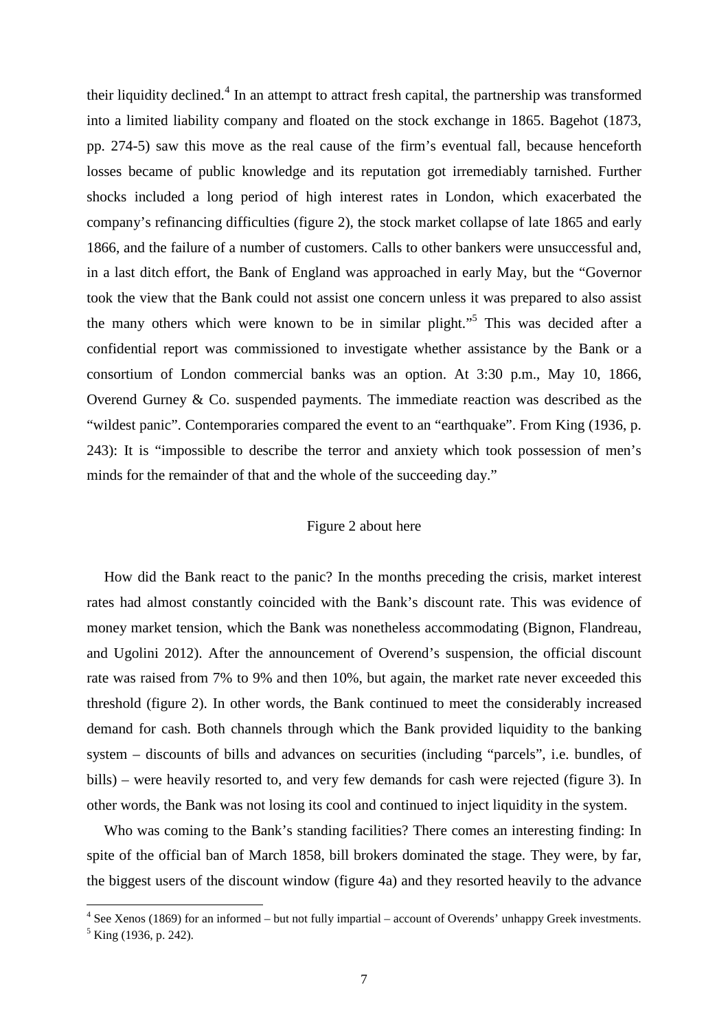their liquidity declined.[4] In an attempt to attract fresh capital, the partnership was transformed into a limited liability company and floated on the stock exchange in 1865. Bagehot (1873, pp. 274-5) saw this move as the real cause of the firm's eventual fall, because henceforth losses became of public knowledge and its reputation got irremediably tarnished. Further shocks included a long period of high interest rates in London, which exacerbated the company's refinancing difficulties (figure 2), the stock market collapse of late 1865 and early 1866, and the failure of a number of customers. Calls to other bankers were unsuccessful and, in a last ditch effort, the Bank of England was approached in early May, but the "Governor took the view that the Bank could not assist one concern unless it was prepared to also assist the many others which were known to be in similar plight."[5] This was decided after a confidential report was commissioned to investigate whether assistance by the Bank or a consortium of London commercial banks was an option. At 3:30 p.m., May 10, 1866, Overend Gurney & Co. suspended payments. The immediate reaction was described as the "wildest panic". Contemporaries compared the event to an "earthquake". From King (1936, p. 243): It is "impossible to describe the terror and anxiety which took possession of men's minds for the remainder of that and the whole of the succeeding day."

Figure 2 about here

How did the Bank react to the panic? In the months preceding the crisis, market interest rates had almost constantly coincided with the Bank's discount rate. This was evidence of money market tension, which the Bank was nonetheless accommodating (Bignon, Flandreau, and Ugolini 2012). After the announcement of Overend's suspension, the official discount rate was raised from 7% to 9% and then 10%, but again, the market rate never exceeded this threshold (figure 2). In other words, the Bank continued to meet the considerably increased demand for cash. Both channels through which the Bank provided liquidity to the banking system – discounts of bills and advances on securities (including "parcels", i.e. bundles, of bills) – were heavily resorted to, and very few demands for cash were rejected (figure 3). In other words, the Bank was not losing its cool and continued to inject liquidity in the system.

Who was coming to the Bank's standing facilities? There comes an interesting finding: In spite of the official ban of March 1858, bill brokers dominated the stage. They were, by far, the biggest users of the discount window (figure 4a) and they resorted heavily to the advance

[4] See Xenos (1869) for an informed – but not fully impartial – account of Overends' unhappy Greek investments.

[5] King (1936, p. 242).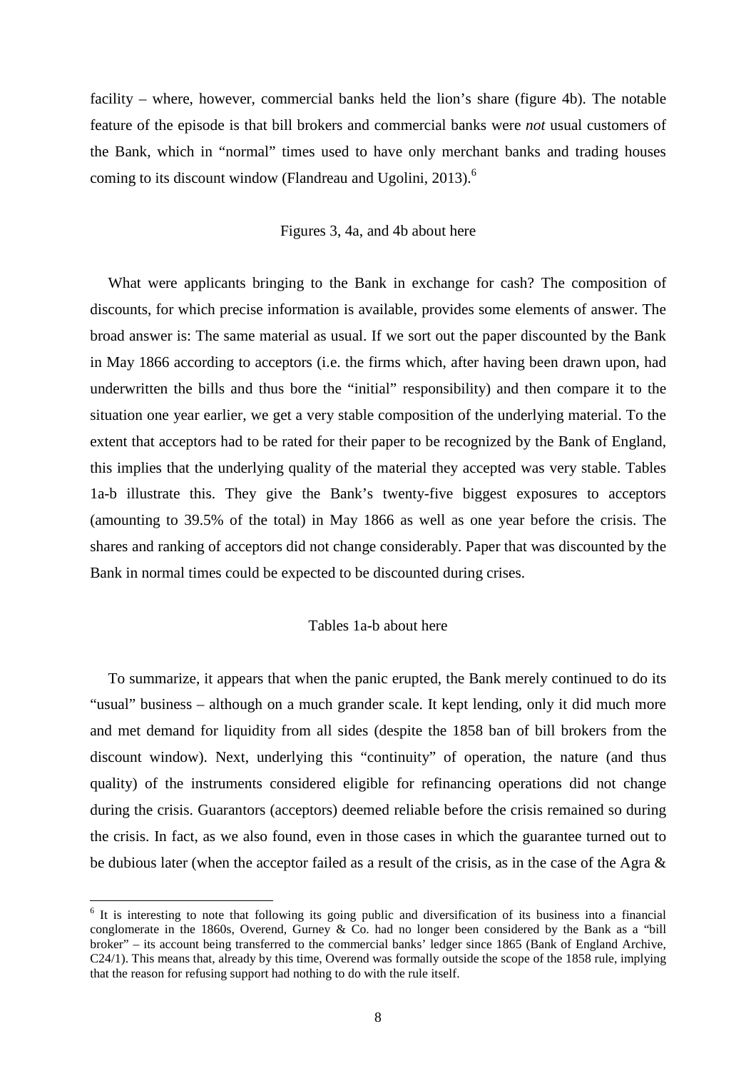facility – where, however, commercial banks held the lion's share (figure 4b). The notable feature of the episode is that bill brokers and commercial banks were *not* usual customers of the Bank, which in "normal" times used to have only merchant banks and trading houses coming to its discount window (Flandreau and Ugolini, 2013).[6]

Figures 3, 4a, and 4b about here

What were applicants bringing to the Bank in exchange for cash? The composition of discounts, for which precise information is available, provides some elements of answer. The broad answer is: The same material as usual. If we sort out the paper discounted by the Bank in May 1866 according to acceptors (i.e. the firms which, after having been drawn upon, had underwritten the bills and thus bore the "initial" responsibility) and then compare it to the situation one year earlier, we get a very stable composition of the underlying material. To the extent that acceptors had to be rated for their paper to be recognized by the Bank of England, this implies that the underlying quality of the material they accepted was very stable. Tables 1a-b illustrate this. They give the Bank's twenty-five biggest exposures to acceptors (amounting to 39.5% of the total) in May 1866 as well as one year before the crisis. The shares and ranking of acceptors did not change considerably. Paper that was discounted by the Bank in normal times could be expected to be discounted during crises.

Tables 1a-b about here

To summarize, it appears that when the panic erupted, the Bank merely continued to do its "usual" business – although on a much grander scale. It kept lending, only it did much more and met demand for liquidity from all sides (despite the 1858 ban of bill brokers from the discount window). Next, underlying this "continuity" of operation, the nature (and thus quality) of the instruments considered eligible for refinancing operations did not change during the crisis. Guarantors (acceptors) deemed reliable before the crisis remained so during the crisis. In fact, as we also found, even in those cases in which the guarantee turned out to be dubious later (when the acceptor failed as a result of the crisis, as in the case of the Agra &

[6] It is interesting to note that following its going public and diversification of its business into a financial conglomerate in the 1860s, Overend, Gurney & Co. had no longer been considered by the Bank as a "bill broker" – its account being transferred to the commercial banks' ledger since 1865 (Bank of England Archive, C24/1). This means that, already by this time, Overend was formally outside the scope of the 1858 rule, implying that the reason for refusing support had nothing to do with the rule itself.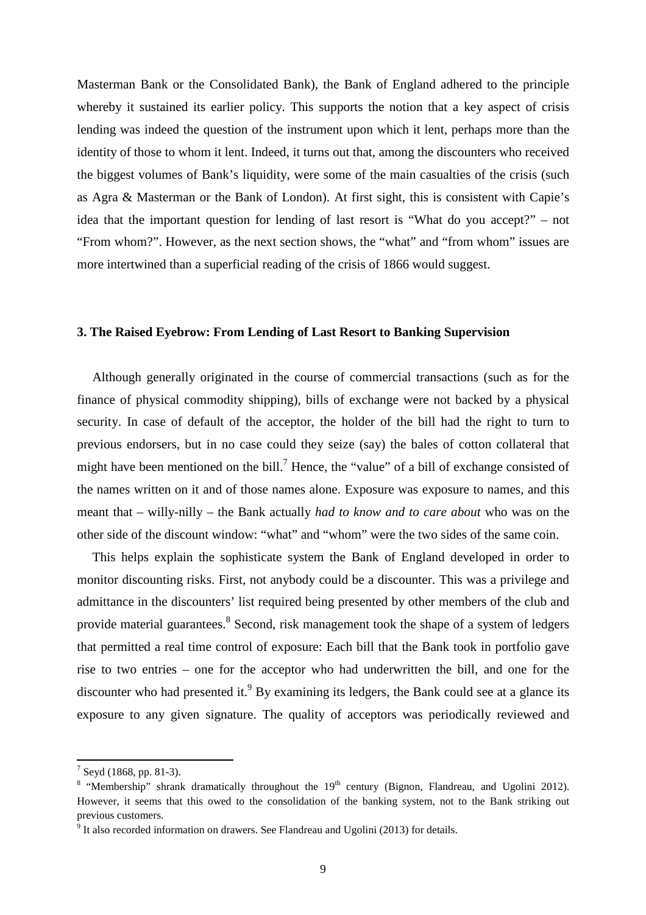Masterman Bank or the Consolidated Bank), the Bank of England adhered to the principle whereby it sustained its earlier policy. This supports the notion that a key aspect of crisis lending was indeed the question of the instrument upon which it lent, perhaps more than the identity of those to whom it lent. Indeed, it turns out that, among the discounters who received the biggest volumes of Bank's liquidity, were some of the main casualties of the crisis (such as Agra & Masterman or the Bank of London). At first sight, this is consistent with Capie's idea that the important question for lending of last resort is "What do you accept?" – not "From whom?". However, as the next section shows, the "what" and "from whom" issues are more intertwined than a superficial reading of the crisis of 1866 would suggest.

### 3. The Raised Eyebrow: From Lending of Last Resort to Banking Supervision

Although generally originated in the course of commercial transactions (such as for the finance of physical commodity shipping), bills of exchange were not backed by a physical security. In case of default of the acceptor, the holder of the bill had the right to turn to previous endorsers, but in no case could they seize (say) the bales of cotton collateral that might have been mentioned on the bill.[7] Hence, the "value" of a bill of exchange consisted of the names written on it and of those names alone. Exposure was exposure to names, and this meant that – willy-nilly – the Bank actually *had to know and to care about* who was on the other side of the discount window: "what" and "whom" were the two sides of the same coin.

This helps explain the sophisticate system the Bank of England developed in order to monitor discounting risks. First, not anybody could be a discounter. This was a privilege and admittance in the discounters' list required being presented by other members of the club and provide material guarantees.[8] Second, risk management took the shape of a system of ledgers that permitted a real time control of exposure: Each bill that the Bank took in portfolio gave rise to two entries – one for the acceptor who had underwritten the bill, and one for the discounter who had presented it.[9] By examining its ledgers, the Bank could see at a glance its exposure to any given signature. The quality of acceptors was periodically reviewed and

---

[7] Seyd (1868, pp. 81-3).

[8] "Membership" shrank dramatically throughout the 19th century (Bignon, Flandreau, and Ugolini 2012). However, it seems that this owed to the consolidation of the banking system, not to the Bank striking out previous customers.

[9] It also recorded information on drawers. See Flandreau and Ugolini (2013) for details.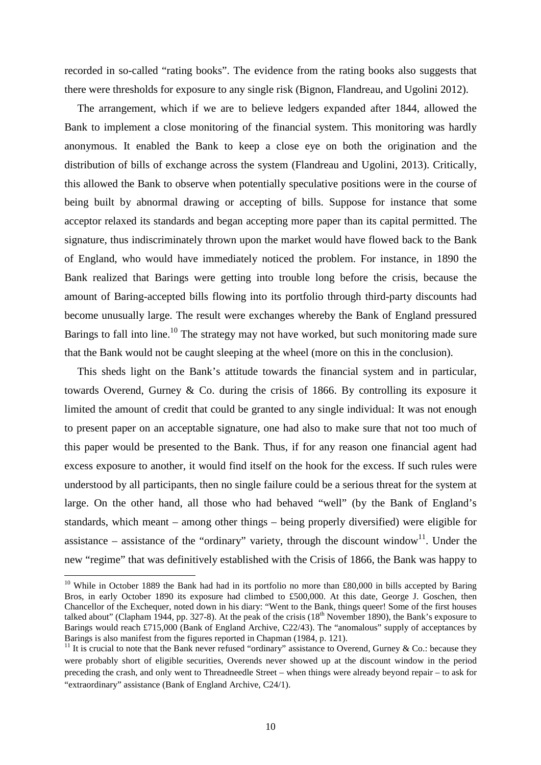recorded in so-called "rating books". The evidence from the rating books also suggests that there were thresholds for exposure to any single risk (Bignon, Flandreau, and Ugolini 2012).

The arrangement, which if we are to believe ledgers expanded after 1844, allowed the Bank to implement a close monitoring of the financial system. This monitoring was hardly anonymous. It enabled the Bank to keep a close eye on both the origination and the distribution of bills of exchange across the system (Flandreau and Ugolini, 2013). Critically, this allowed the Bank to observe when potentially speculative positions were in the course of being built by abnormal drawing or accepting of bills. Suppose for instance that some acceptor relaxed its standards and began accepting more paper than its capital permitted. The signature, thus indiscriminately thrown upon the market would have flowed back to the Bank of England, who would have immediately noticed the problem. For instance, in 1890 the Bank realized that Barings were getting into trouble long before the crisis, because the amount of Baring-accepted bills flowing into its portfolio through third-party discounts had become unusually large. The result were exchanges whereby the Bank of England pressured Barings to fall into line.[10] The strategy may not have worked, but such monitoring made sure that the Bank would not be caught sleeping at the wheel (more on this in the conclusion).

This sheds light on the Bank's attitude towards the financial system and in particular, towards Overend, Gurney & Co. during the crisis of 1866. By controlling its exposure it limited the amount of credit that could be granted to any single individual: It was not enough to present paper on an acceptable signature, one had also to make sure that not too much of this paper would be presented to the Bank. Thus, if for any reason one financial agent had excess exposure to another, it would find itself on the hook for the excess. If such rules were understood by all participants, then no single failure could be a serious threat for the system at large. On the other hand, all those who had behaved "well" (by the Bank of England's standards, which meant – among other things – being properly diversified) were eligible for assistance – assistance of the "ordinary" variety, through the discount window[11]. Under the new "regime" that was definitively established with the Crisis of 1866, the Bank was happy to

[10] While in October 1889 the Bank had had in its portfolio no more than £80,000 in bills accepted by Baring Bros, in early October 1890 its exposure had climbed to £500,000. At this date, George J. Goschen, then Chancellor of the Exchequer, noted down in his diary: "Went to the Bank, things queer! Some of the first houses talked about" (Clapham 1944, pp. 327-8). At the peak of the crisis (18th November 1890), the Bank's exposure to Barings would reach £715,000 (Bank of England Archive, C22/43). The "anomalous" supply of acceptances by Barings is also manifest from the figures reported in Chapman (1984, p. 121).

[11] It is crucial to note that the Bank never refused "ordinary" assistance to Overend, Gurney & Co.: because they were probably short of eligible securities, Overends never showed up at the discount window in the period preceding the crash, and only went to Threadneedle Street – when things were already beyond repair – to ask for "extraordinary" assistance (Bank of England Archive, C24/1).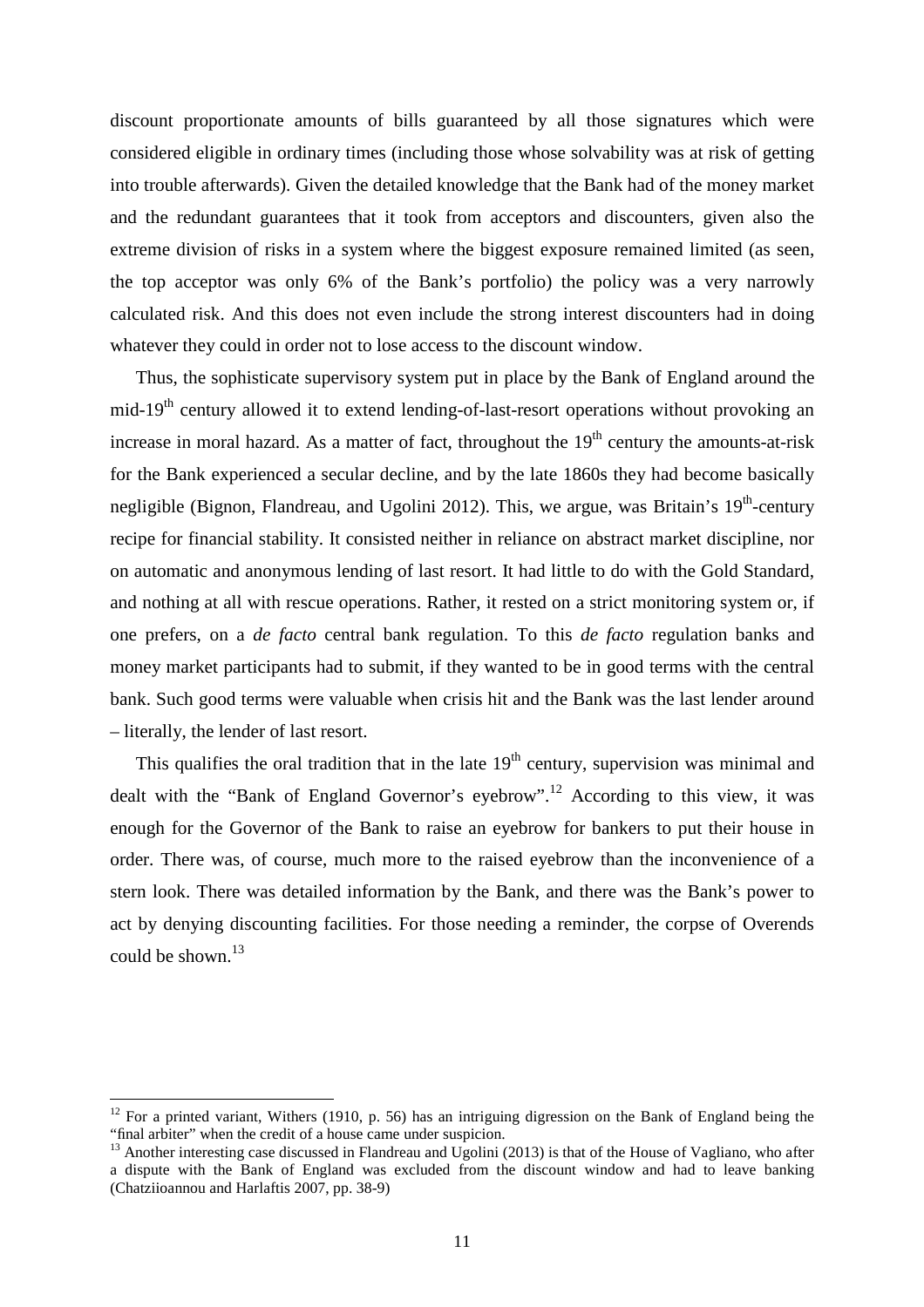discount proportionate amounts of bills guaranteed by all those signatures which were considered eligible in ordinary times (including those whose solvability was at risk of getting into trouble afterwards). Given the detailed knowledge that the Bank had of the money market and the redundant guarantees that it took from acceptors and discounters, given also the extreme division of risks in a system where the biggest exposure remained limited (as seen, the top acceptor was only 6% of the Bank's portfolio) the policy was a very narrowly calculated risk. And this does not even include the strong interest discounters had in doing whatever they could in order not to lose access to the discount window.

Thus, the sophisticate supervisory system put in place by the Bank of England around the mid-19th century allowed it to extend lending-of-last-resort operations without provoking an increase in moral hazard. As a matter of fact, throughout the 19th century the amounts-at-risk for the Bank experienced a secular decline, and by the late 1860s they had become basically negligible (Bignon, Flandreau, and Ugolini 2012). This, we argue, was Britain's 19th-century recipe for financial stability. It consisted neither in reliance on abstract market discipline, nor on automatic and anonymous lending of last resort. It had little to do with the Gold Standard, and nothing at all with rescue operations. Rather, it rested on a strict monitoring system or, if one prefers, on a *de facto* central bank regulation. To this *de facto* regulation banks and money market participants had to submit, if they wanted to be in good terms with the central bank. Such good terms were valuable when crisis hit and the Bank was the last lender around – literally, the lender of last resort.

This qualifies the oral tradition that in the late 19th century, supervision was minimal and dealt with the "Bank of England Governor's eyebrow".[12] According to this view, it was enough for the Governor of the Bank to raise an eyebrow for bankers to put their house in order. There was, of course, much more to the raised eyebrow than the inconvenience of a stern look. There was detailed information by the Bank, and there was the Bank's power to act by denying discounting facilities. For those needing a reminder, the corpse of Overends could be shown.[13]

[12] For a printed variant, Withers (1910, p. 56) has an intriguing digression on the Bank of England being the "final arbiter" when the credit of a house came under suspicion.

[13] Another interesting case discussed in Flandreau and Ugolini (2013) is that of the House of Vagliano, who after a dispute with the Bank of England was excluded from the discount window and had to leave banking (Chatziioannou and Harlaftis 2007, pp. 38-9)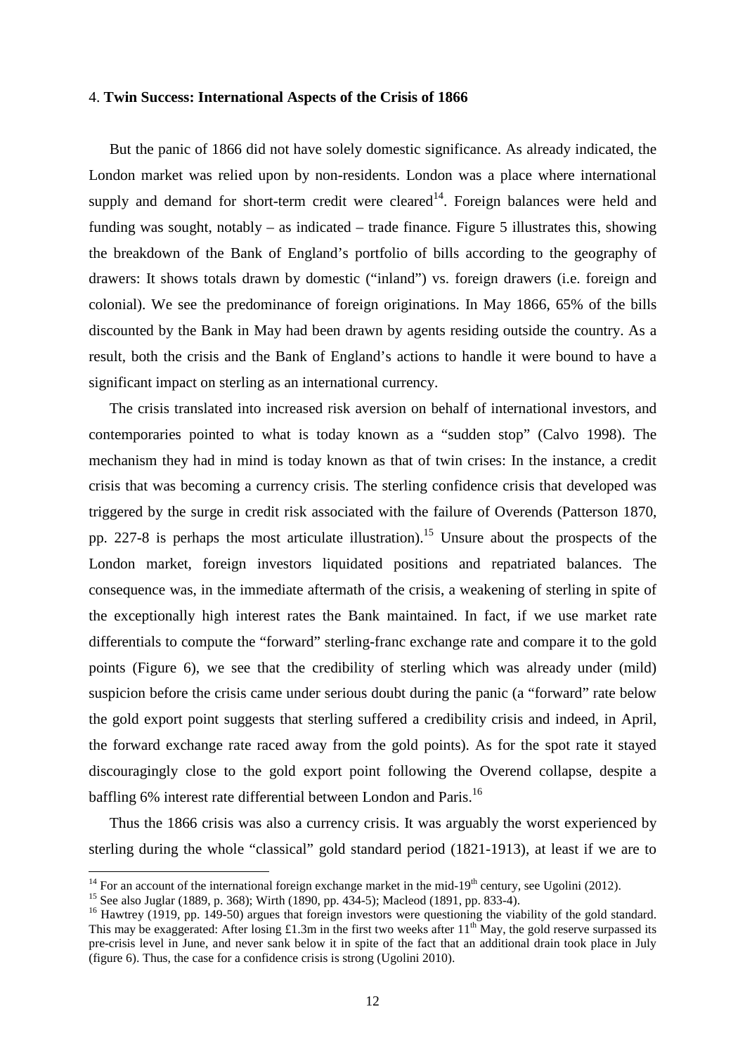## 4. **Twin Success: International Aspects of the Crisis of 1866**

But the panic of 1866 did not have solely domestic significance. As already indicated, the London market was relied upon by non-residents. London was a place where international supply and demand for short-term credit were cleared[14]. Foreign balances were held and funding was sought, notably – as indicated – trade finance. Figure 5 illustrates this, showing the breakdown of the Bank of England's portfolio of bills according to the geography of drawers: It shows totals drawn by domestic ("inland") vs. foreign drawers (i.e. foreign and colonial). We see the predominance of foreign originations. In May 1866, 65% of the bills discounted by the Bank in May had been drawn by agents residing outside the country. As a result, both the crisis and the Bank of England's actions to handle it were bound to have a significant impact on sterling as an international currency.

The crisis translated into increased risk aversion on behalf of international investors, and contemporaries pointed to what is today known as a "sudden stop" (Calvo 1998). The mechanism they had in mind is today known as that of twin crises: In the instance, a credit crisis that was becoming a currency crisis. The sterling confidence crisis that developed was triggered by the surge in credit risk associated with the failure of Overends (Patterson 1870, pp. 227-8 is perhaps the most articulate illustration).[15] Unsure about the prospects of the London market, foreign investors liquidated positions and repatriated balances. The consequence was, in the immediate aftermath of the crisis, a weakening of sterling in spite of the exceptionally high interest rates the Bank maintained. In fact, if we use market rate differentials to compute the "forward" sterling-franc exchange rate and compare it to the gold points (Figure 6), we see that the credibility of sterling which was already under (mild) suspicion before the crisis came under serious doubt during the panic (a "forward" rate below the gold export point suggests that sterling suffered a credibility crisis and indeed, in April, the forward exchange rate raced away from the gold points). As for the spot rate it stayed discouragingly close to the gold export point following the Overend collapse, despite a baffling 6% interest rate differential between London and Paris.[16]

Thus the 1866 crisis was also a currency crisis. It was arguably the worst experienced by sterling during the whole "classical" gold standard period (1821-1913), at least if we are to

---

[14] For an account of the international foreign exchange market in the mid-19th century, see Ugolini (2012).

[15] See also Juglar (1889, p. 368); Wirth (1890, pp. 434-5); Macleod (1891, pp. 833-4).

[16] Hawtrey (1919, pp. 149-50) argues that foreign investors were questioning the viability of the gold standard. This may be exaggerated: After losing £1.3m in the first two weeks after 11th May, the gold reserve surpassed its pre-crisis level in June, and never sank below it in spite of the fact that an additional drain took place in July (figure 6). Thus, the case for a confidence crisis is strong (Ugolini 2010).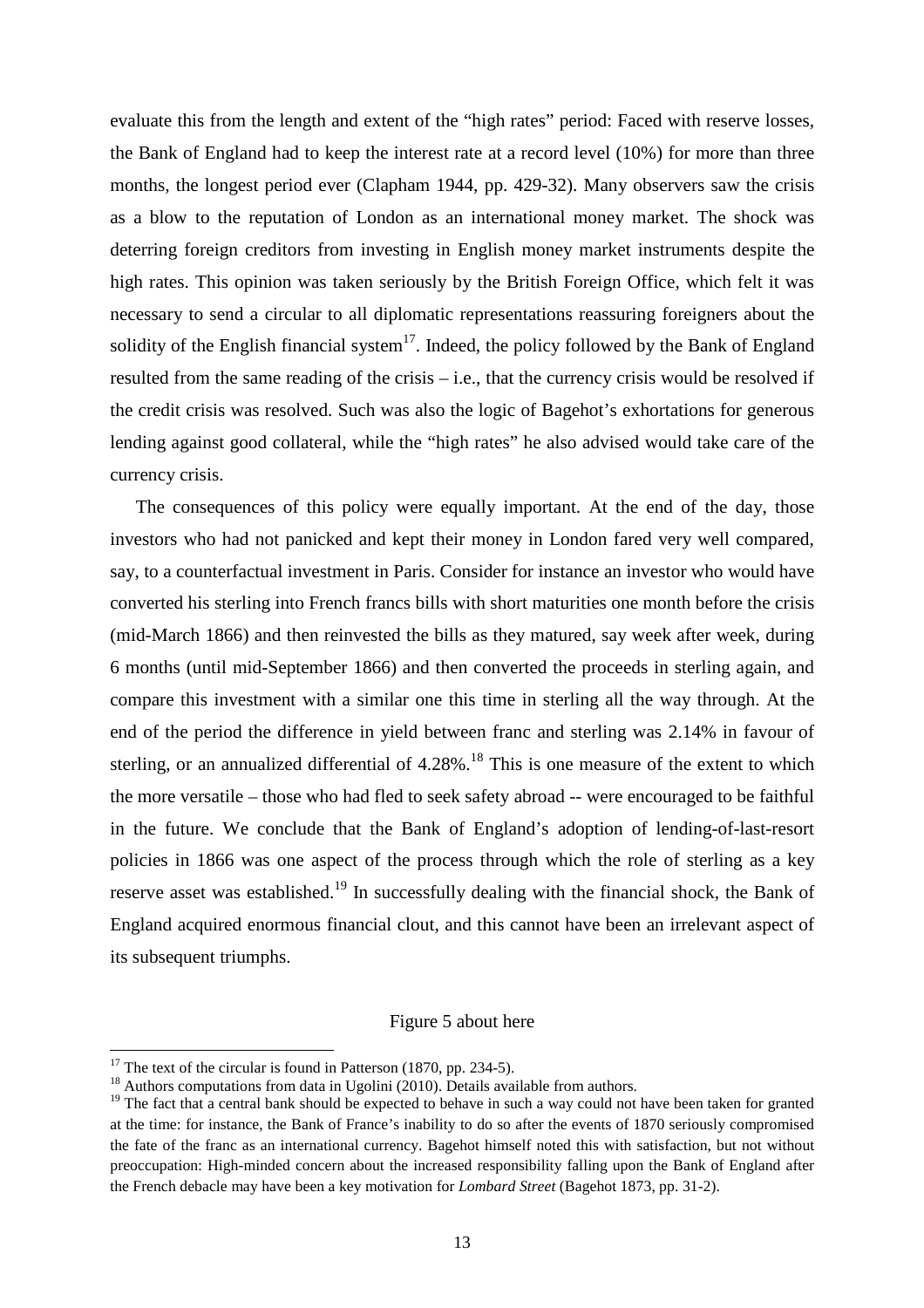evaluate this from the length and extent of the "high rates" period: Faced with reserve losses, the Bank of England had to keep the interest rate at a record level (10%) for more than three months, the longest period ever (Clapham 1944, pp. 429-32). Many observers saw the crisis as a blow to the reputation of London as an international money market. The shock was deterring foreign creditors from investing in English money market instruments despite the high rates. This opinion was taken seriously by the British Foreign Office, which felt it was necessary to send a circular to all diplomatic representations reassuring foreigners about the solidity of the English financial system[17]. Indeed, the policy followed by the Bank of England resulted from the same reading of the crisis – i.e., that the currency crisis would be resolved if the credit crisis was resolved. Such was also the logic of Bagehot's exhortations for generous lending against good collateral, while the "high rates" he also advised would take care of the currency crisis.

The consequences of this policy were equally important. At the end of the day, those investors who had not panicked and kept their money in London fared very well compared, say, to a counterfactual investment in Paris. Consider for instance an investor who would have converted his sterling into French francs bills with short maturities one month before the crisis (mid-March 1866) and then reinvested the bills as they matured, say week after week, during 6 months (until mid-September 1866) and then converted the proceeds in sterling again, and compare this investment with a similar one this time in sterling all the way through. At the end of the period the difference in yield between franc and sterling was 2.14% in favour of sterling, or an annualized differential of 4.28%.[18] This is one measure of the extent to which the more versatile – those who had fled to seek safety abroad -- were encouraged to be faithful in the future. We conclude that the Bank of England's adoption of lending-of-last-resort policies in 1866 was one aspect of the process through which the role of sterling as a key reserve asset was established.[19] In successfully dealing with the financial shock, the Bank of England acquired enormous financial clout, and this cannot have been an irrelevant aspect of its subsequent triumphs.

Figure 5 about here

[17] The text of the circular is found in Patterson (1870, pp. 234-5).

[18] Authors computations from data in Ugolini (2010). Details available from authors.

[19] The fact that a central bank should be expected to behave in such a way could not have been taken for granted at the time: for instance, the Bank of France's inability to do so after the events of 1870 seriously compromised the fate of the franc as an international currency. Bagehot himself noted this with satisfaction, but not without preoccupation: High-minded concern about the increased responsibility falling upon the Bank of England after the French debacle may have been a key motivation for *Lombard Street* (Bagehot 1873, pp. 31-2).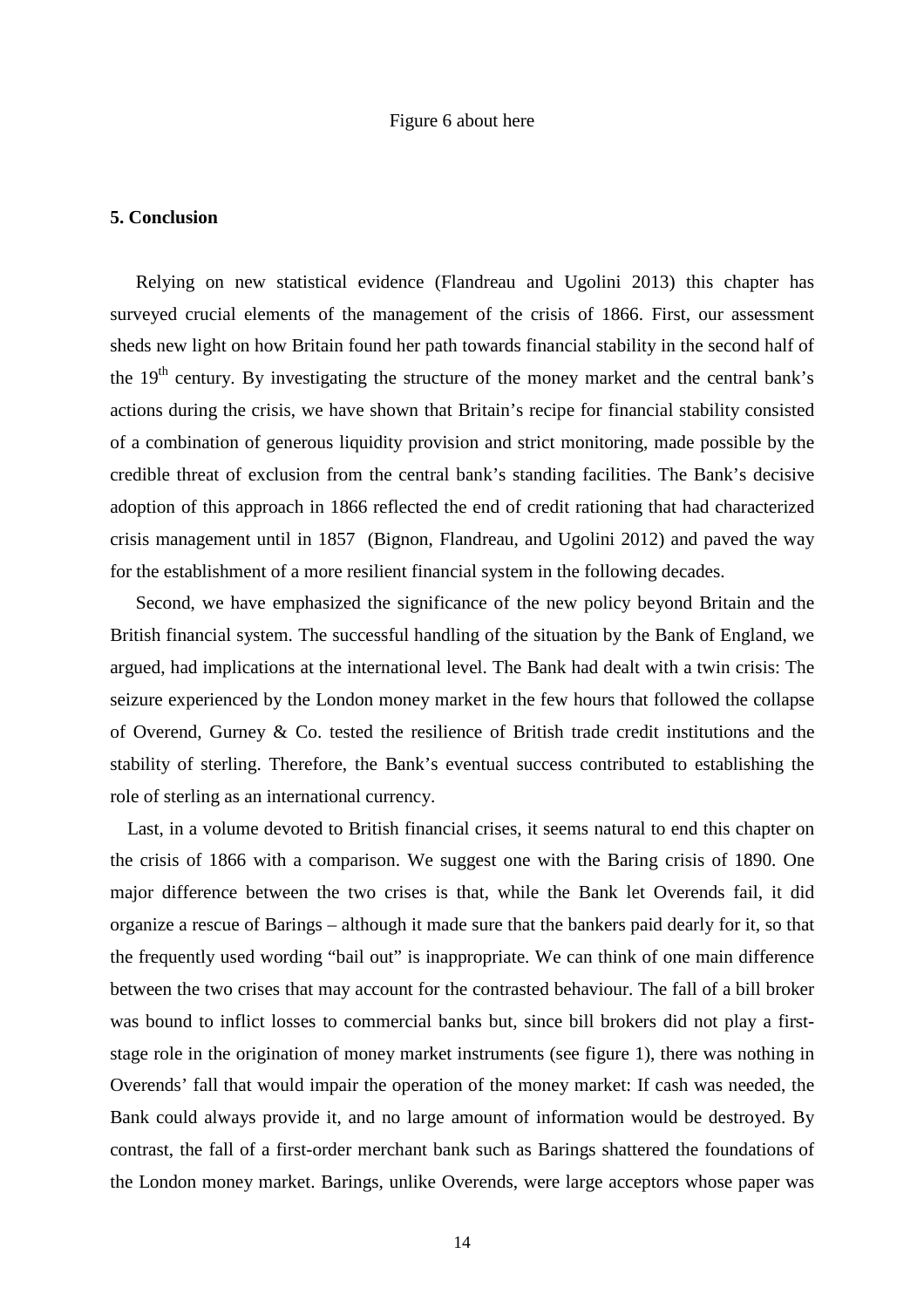Figure 6 about here

## 5. Conclusion

Relying on new statistical evidence (Flandreau and Ugolini 2013) this chapter has surveyed crucial elements of the management of the crisis of 1866. First, our assessment sheds new light on how Britain found her path towards financial stability in the second half of the 19th century. By investigating the structure of the money market and the central bank's actions during the crisis, we have shown that Britain's recipe for financial stability consisted of a combination of generous liquidity provision and strict monitoring, made possible by the credible threat of exclusion from the central bank's standing facilities. The Bank's decisive adoption of this approach in 1866 reflected the end of credit rationing that had characterized crisis management until in 1857 (Bignon, Flandreau, and Ugolini 2012) and paved the way for the establishment of a more resilient financial system in the following decades.

Second, we have emphasized the significance of the new policy beyond Britain and the British financial system. The successful handling of the situation by the Bank of England, we argued, had implications at the international level. The Bank had dealt with a twin crisis: The seizure experienced by the London money market in the few hours that followed the collapse of Overend, Gurney & Co. tested the resilience of British trade credit institutions and the stability of sterling. Therefore, the Bank's eventual success contributed to establishing the role of sterling as an international currency.

Last, in a volume devoted to British financial crises, it seems natural to end this chapter on the crisis of 1866 with a comparison. We suggest one with the Baring crisis of 1890. One major difference between the two crises is that, while the Bank let Overends fail, it did organize a rescue of Barings – although it made sure that the bankers paid dearly for it, so that the frequently used wording "bail out" is inappropriate. We can think of one main difference between the two crises that may account for the contrasted behaviour. The fall of a bill broker was bound to inflict losses to commercial banks but, since bill brokers did not play a first-stage role in the origination of money market instruments (see figure 1), there was nothing in Overends' fall that would impair the operation of the money market: If cash was needed, the Bank could always provide it, and no large amount of information would be destroyed. By contrast, the fall of a first-order merchant bank such as Barings shattered the foundations of the London money market. Barings, unlike Overends, were large acceptors whose paper was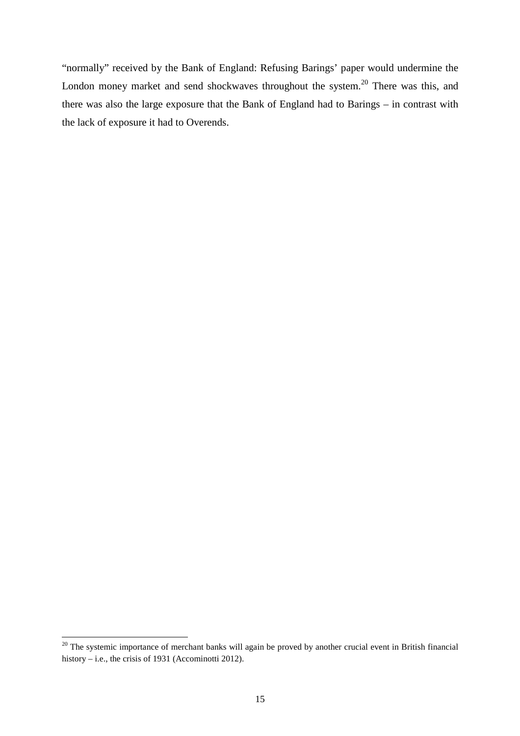"normally" received by the Bank of England: Refusing Barings' paper would undermine the London money market and send shockwaves throughout the system.[20] There was this, and there was also the large exposure that the Bank of England had to Barings – in contrast with the lack of exposure it had to Overends.

[20] The systemic importance of merchant banks will again be proved by another crucial event in British financial history – i.e., the crisis of 1931 (Accominotti 2012).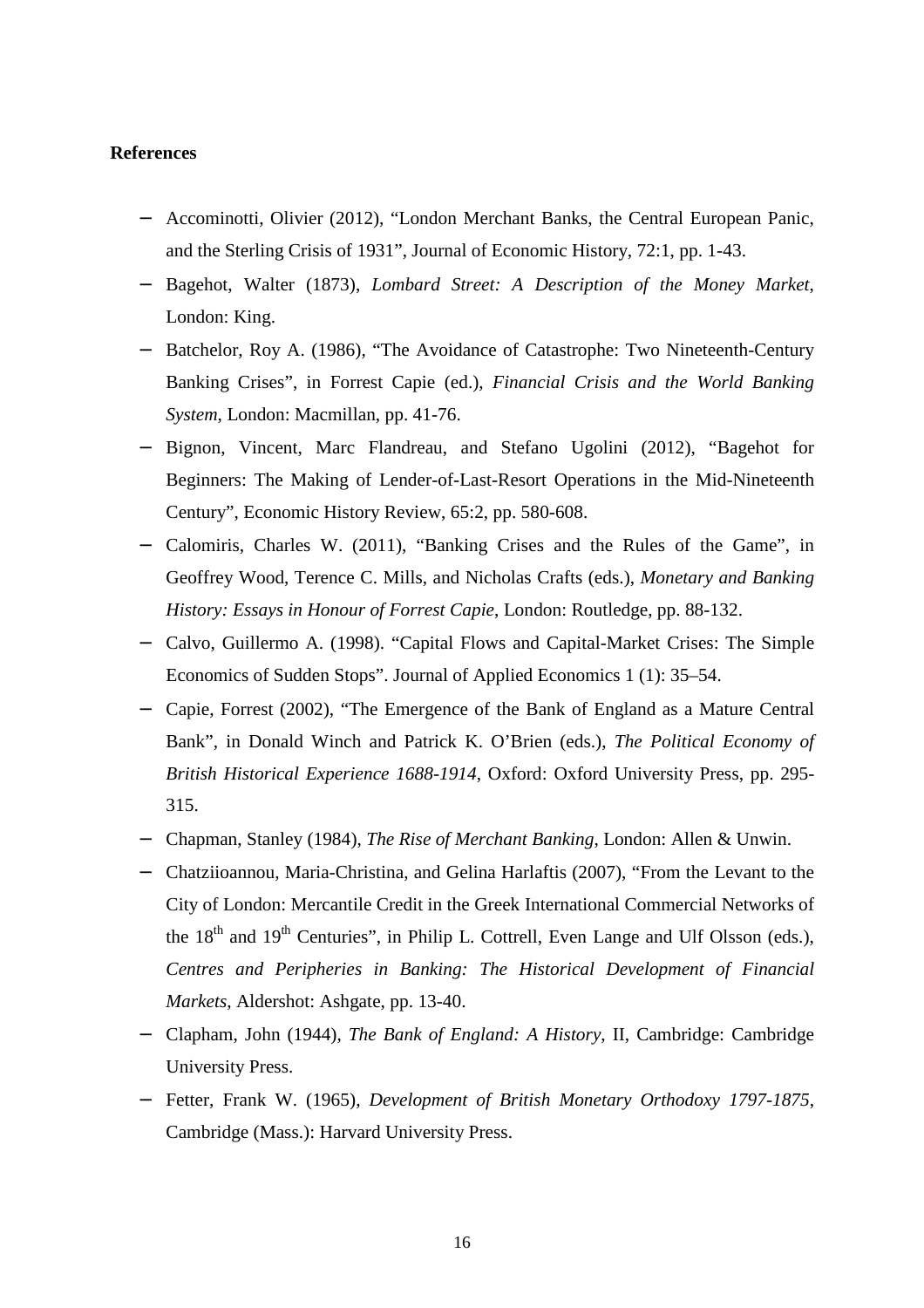**References**

- Accominotti, Olivier (2012), "London Merchant Banks, the Central European Panic, and the Sterling Crisis of 1931", Journal of Economic History, 72:1, pp. 1-43.
- Bagehot, Walter (1873), *Lombard Street: A Description of the Money Market*, London: King.
- Batchelor, Roy A. (1986), "The Avoidance of Catastrophe: Two Nineteenth-Century Banking Crises", in Forrest Capie (ed.), *Financial Crisis and the World Banking System*, London: Macmillan, pp. 41-76.
- Bignon, Vincent, Marc Flandreau, and Stefano Ugolini (2012), "Bagehot for Beginners: The Making of Lender-of-Last-Resort Operations in the Mid-Nineteenth Century", Economic History Review, 65:2, pp. 580-608.
- Calomiris, Charles W. (2011), "Banking Crises and the Rules of the Game", in Geoffrey Wood, Terence C. Mills, and Nicholas Crafts (eds.), *Monetary and Banking History: Essays in Honour of Forrest Capie*, London: Routledge, pp. 88-132.
- Calvo, Guillermo A. (1998). "Capital Flows and Capital-Market Crises: The Simple Economics of Sudden Stops". Journal of Applied Economics 1 (1): 35–54.
- Capie, Forrest (2002), "The Emergence of the Bank of England as a Mature Central Bank", in Donald Winch and Patrick K. O'Brien (eds.), *The Political Economy of British Historical Experience 1688-1914*, Oxford: Oxford University Press, pp. 295-315.
- Chapman, Stanley (1984), *The Rise of Merchant Banking*, London: Allen & Unwin.
- Chatziioannou, Maria-Christina, and Gelina Harlaftis (2007), "From the Levant to the City of London: Mercantile Credit in the Greek International Commercial Networks of the 18th and 19th Centuries", in Philip L. Cottrell, Even Lange and Ulf Olsson (eds.), *Centres and Peripheries in Banking: The Historical Development of Financial Markets*, Aldershot: Ashgate, pp. 13-40.
- Clapham, John (1944), *The Bank of England: A History*, II, Cambridge: Cambridge University Press.
- Fetter, Frank W. (1965), *Development of British Monetary Orthodoxy 1797-1875*, Cambridge (Mass.): Harvard University Press.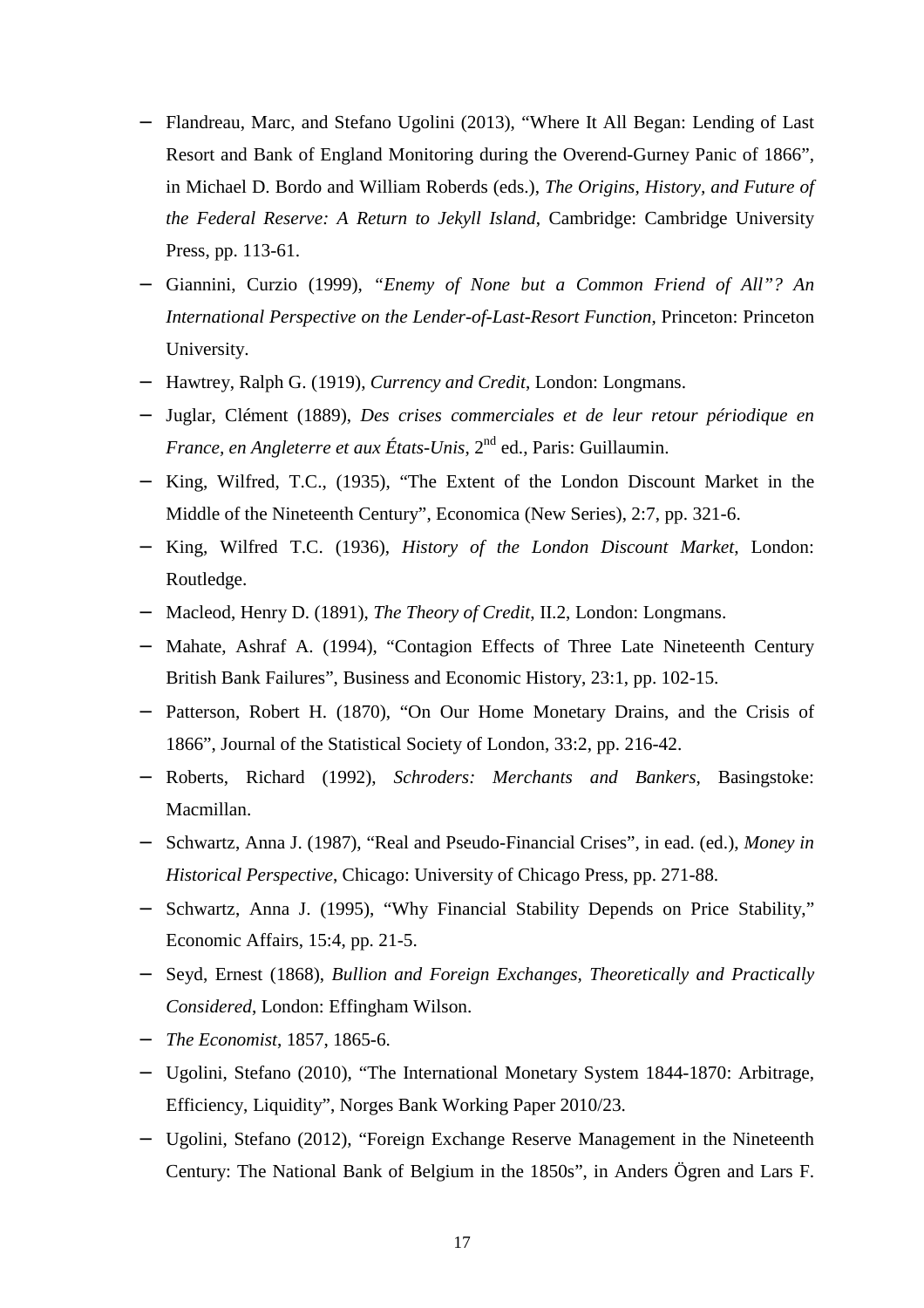- Flandreau, Marc, and Stefano Ugolini (2013), "Where It All Began: Lending of Last Resort and Bank of England Monitoring during the Overend-Gurney Panic of 1866", in Michael D. Bordo and William Roberds (eds.), *The Origins, History, and Future of the Federal Reserve: A Return to Jekyll Island*, Cambridge: Cambridge University Press, pp. 113-61.
- Giannini, Curzio (1999), *"Enemy of None but a Common Friend of All"? An International Perspective on the Lender-of-Last-Resort Function*, Princeton: Princeton University.
- Hawtrey, Ralph G. (1919), *Currency and Credit*, London: Longmans.
- Juglar, Clément (1889), *Des crises commerciales et de leur retour périodique en France, en Angleterre et aux États-Unis*, 2nd ed., Paris: Guillaumin.
- King, Wilfred, T.C., (1935), "The Extent of the London Discount Market in the Middle of the Nineteenth Century", Economica (New Series), 2:7, pp. 321-6.
- King, Wilfred T.C. (1936), *History of the London Discount Market*, London: Routledge.
- Macleod, Henry D. (1891), *The Theory of Credit*, II.2, London: Longmans.
- Mahate, Ashraf A. (1994), "Contagion Effects of Three Late Nineteenth Century British Bank Failures", Business and Economic History, 23:1, pp. 102-15.
- Patterson, Robert H. (1870), "On Our Home Monetary Drains, and the Crisis of 1866", Journal of the Statistical Society of London, 33:2, pp. 216-42.
- Roberts, Richard (1992), *Schroders: Merchants and Bankers*, Basingstoke: Macmillan.
- Schwartz, Anna J. (1987), "Real and Pseudo-Financial Crises", in ead. (ed.), *Money in Historical Perspective*, Chicago: University of Chicago Press, pp. 271-88.
- Schwartz, Anna J. (1995), "Why Financial Stability Depends on Price Stability," Economic Affairs, 15:4, pp. 21-5.
- Seyd, Ernest (1868), *Bullion and Foreign Exchanges, Theoretically and Practically Considered*, London: Effingham Wilson.
- *The Economist*, 1857, 1865-6.
- Ugolini, Stefano (2010), "The International Monetary System 1844-1870: Arbitrage, Efficiency, Liquidity", Norges Bank Working Paper 2010/23.
- Ugolini, Stefano (2012), "Foreign Exchange Reserve Management in the Nineteenth Century: The National Bank of Belgium in the 1850s", in Anders Ögren and Lars F.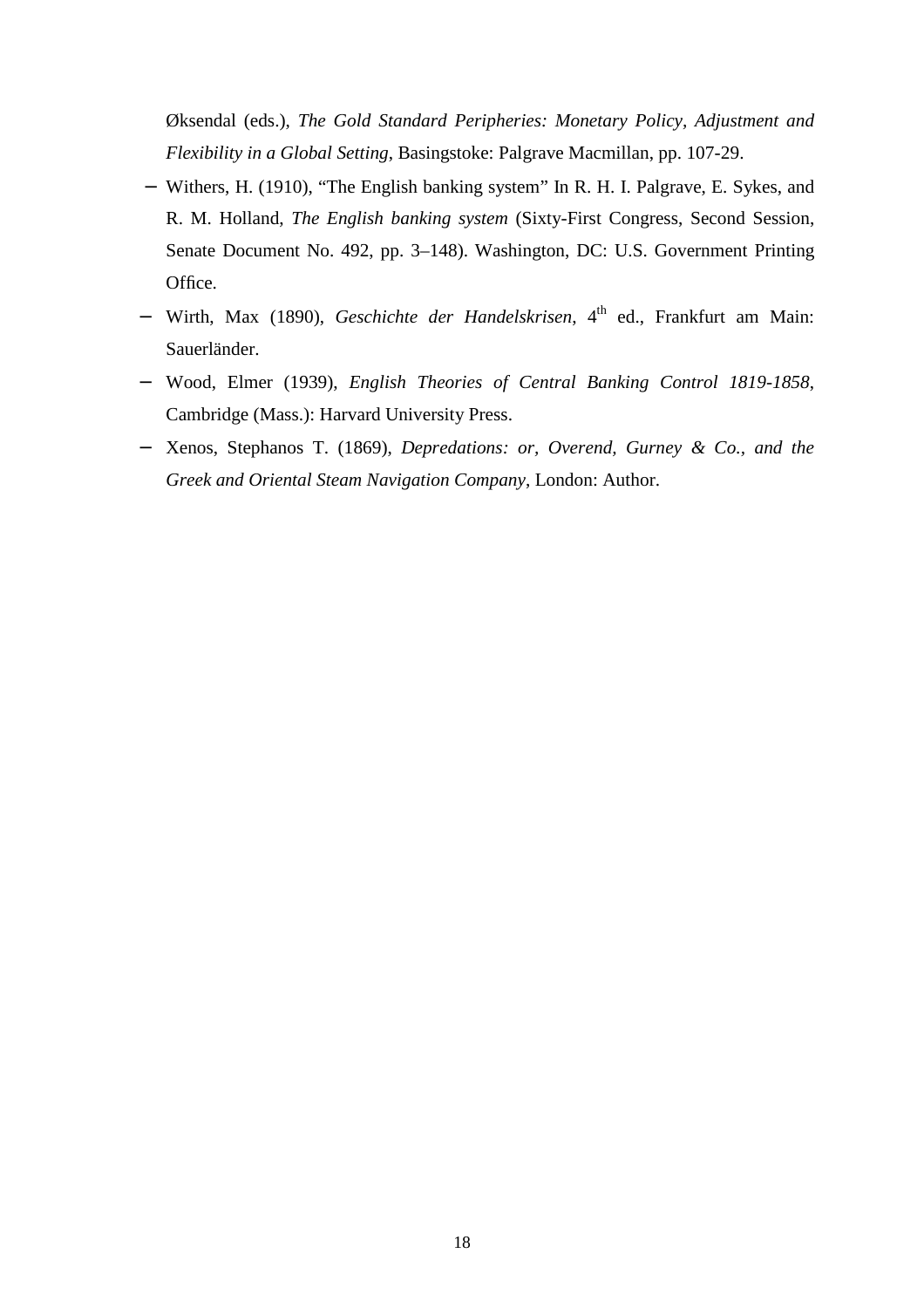Øksendal (eds.), *The Gold Standard Peripheries: Monetary Policy, Adjustment and Flexibility in a Global Setting*, Basingstoke: Palgrave Macmillan, pp. 107-29.

- Withers, H. (1910), "The English banking system" In R. H. I. Palgrave, E. Sykes, and R. M. Holland, *The English banking system* (Sixty-First Congress, Second Session, Senate Document No. 492, pp. 3–148). Washington, DC: U.S. Government Printing Office.
- Wirth, Max (1890), *Geschichte der Handelskrisen*, 4th ed., Frankfurt am Main: Sauerländer.
- Wood, Elmer (1939), *English Theories of Central Banking Control 1819-1858*, Cambridge (Mass.): Harvard University Press.
- Xenos, Stephanos T. (1869), *Depredations: or, Overend, Gurney & Co., and the Greek and Oriental Steam Navigation Company*, London: Author.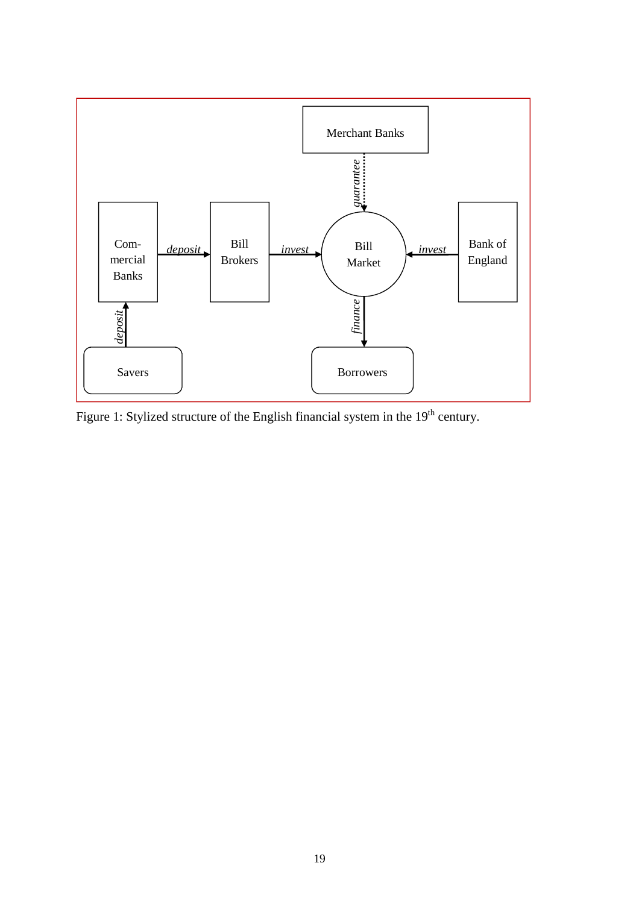Figure 1: Stylized structure of the English financial system in the 19th century.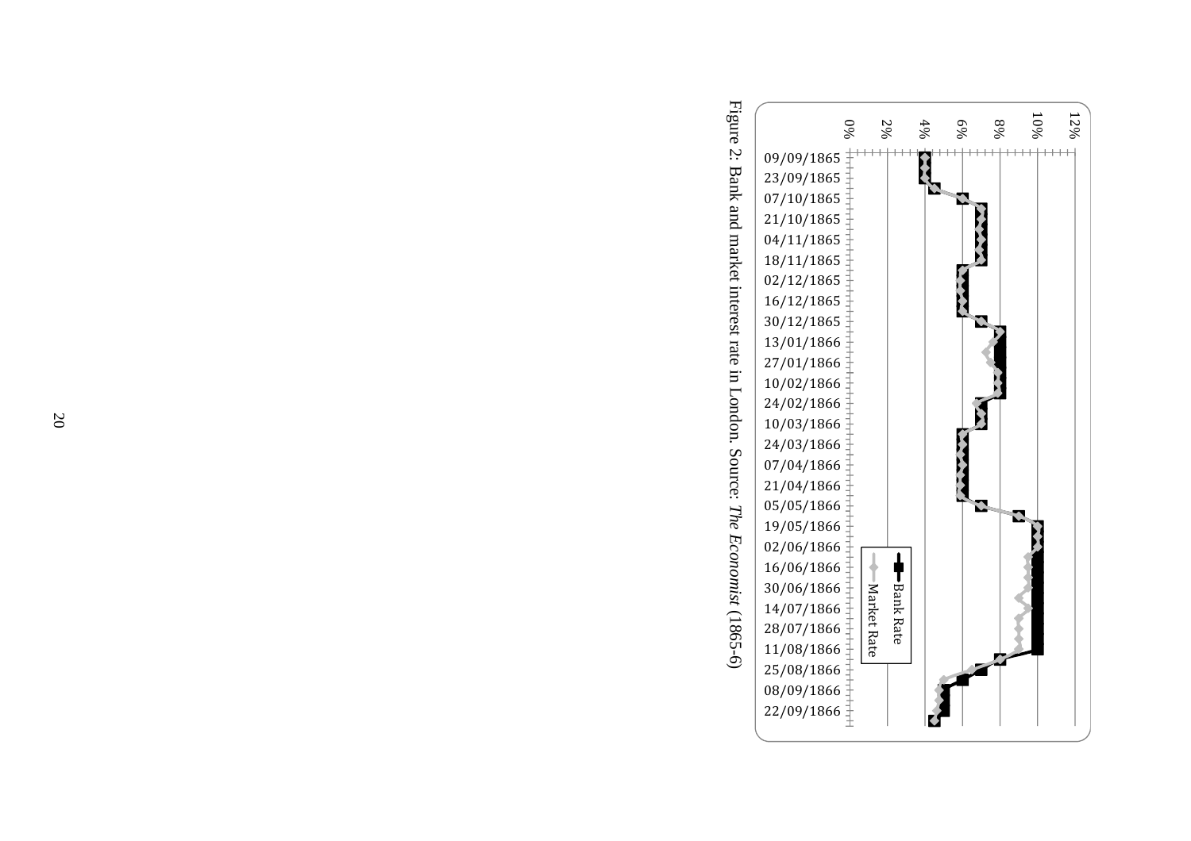Figure 2: Bank and market interest rate in London. Source: *The Economist* (1865-6)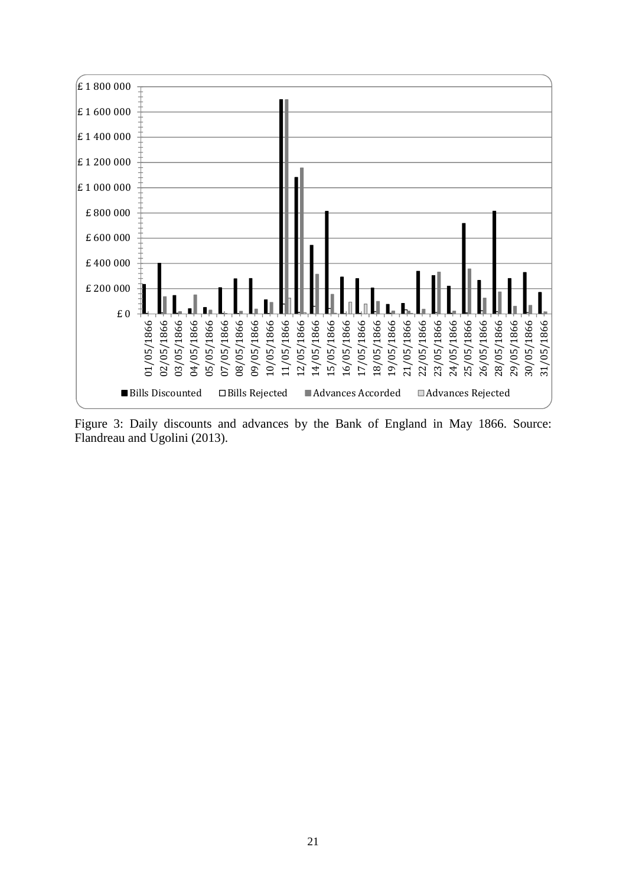Figure 3: Daily discounts and advances by the Bank of England in May 1866. Source: Flandreau and Ugolini (2013).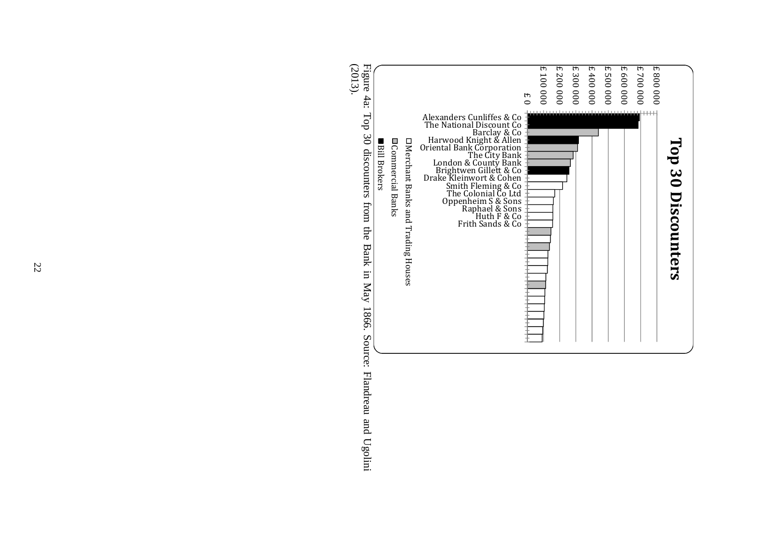# Top 30 Discounters

£ 0, £ 100 000, £ 200 000, £ 300 000, £ 400 000, £ 500 000, £ 600 000, £ 700 000, £ 800 000

Alexanders Cunliffes & Co
The National Discount Co
Barclay & Co
Harwood Knight & Allen
Oriental Bank Corporation
The City Bank
London & County Bank
Brightwen Gillett & Co
Drake Kleinwort & Cohen
Smith Fleming & Co
The Colonial Co Ltd
Oppenheim S & Sons
Raphael & Sons
Huth F & Co
Frith Sands & Co

□ Merchant Banks and Trading Houses
▨ Commercial Banks
■ Bill Brokers

Figure 4a: Top 30 discounters from the Bank in May 1866. Source: Flandreau and Ugolini (2013).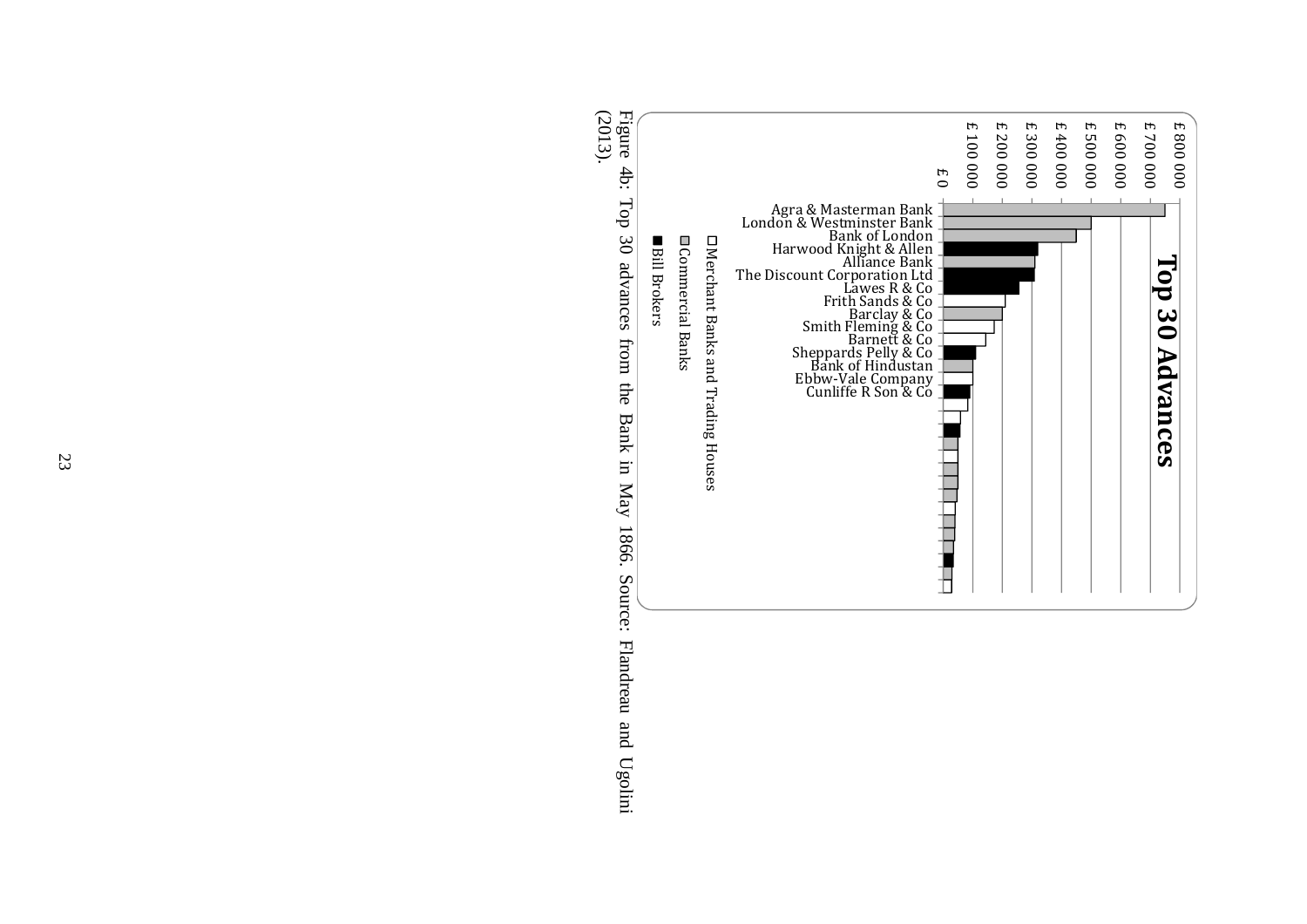**Top 30 Advances**

| Institution | Type |
| --- | --- |
| Agra & Masterman Bank | Commercial Banks |
| London & Westminster Bank | Commercial Banks |
| Bank of London | Commercial Banks |
| Harwood Knight & Allen | Bill Brokers |
| Alliance Bank | Commercial Banks |
| The Discount Corporation Ltd | Bill Brokers |
| Lawes R & Co | Bill Brokers |
| Frith Sands & Co | Merchant Banks and Trading Houses |
| Barclay & Co | Commercial Banks |
| Smith Fleming & Co | Merchant Banks and Trading Houses |
| Barnett & Co | Merchant Banks and Trading Houses |
| Sheppards Pelly & Co | Bill Brokers |
| Bank of Hindustan | Commercial Banks |
| Ebbw-Vale Company | Merchant Banks and Trading Houses |
| Cunliffe R Son & Co | Bill Brokers |

Axis: £ 0, £ 100 000, £ 200 000, £ 300 000, £ 400 000, £ 500 000, £ 600 000, £ 700 000, £ 800 000

Legend: □ Merchant Banks and Trading Houses; ■ Commercial Banks (grey); ■ Bill Brokers (black)

Figure 4b: Top 30 advances from the Bank in May 1866. Source: Flandreau and Ugolini (2013).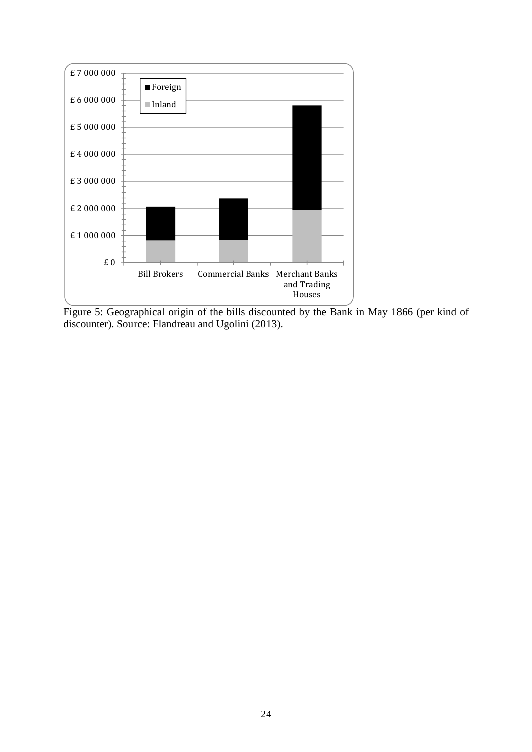Figure 5: Geographical origin of the bills discounted by the Bank in May 1866 (per kind of discounter). Source: Flandreau and Ugolini (2013).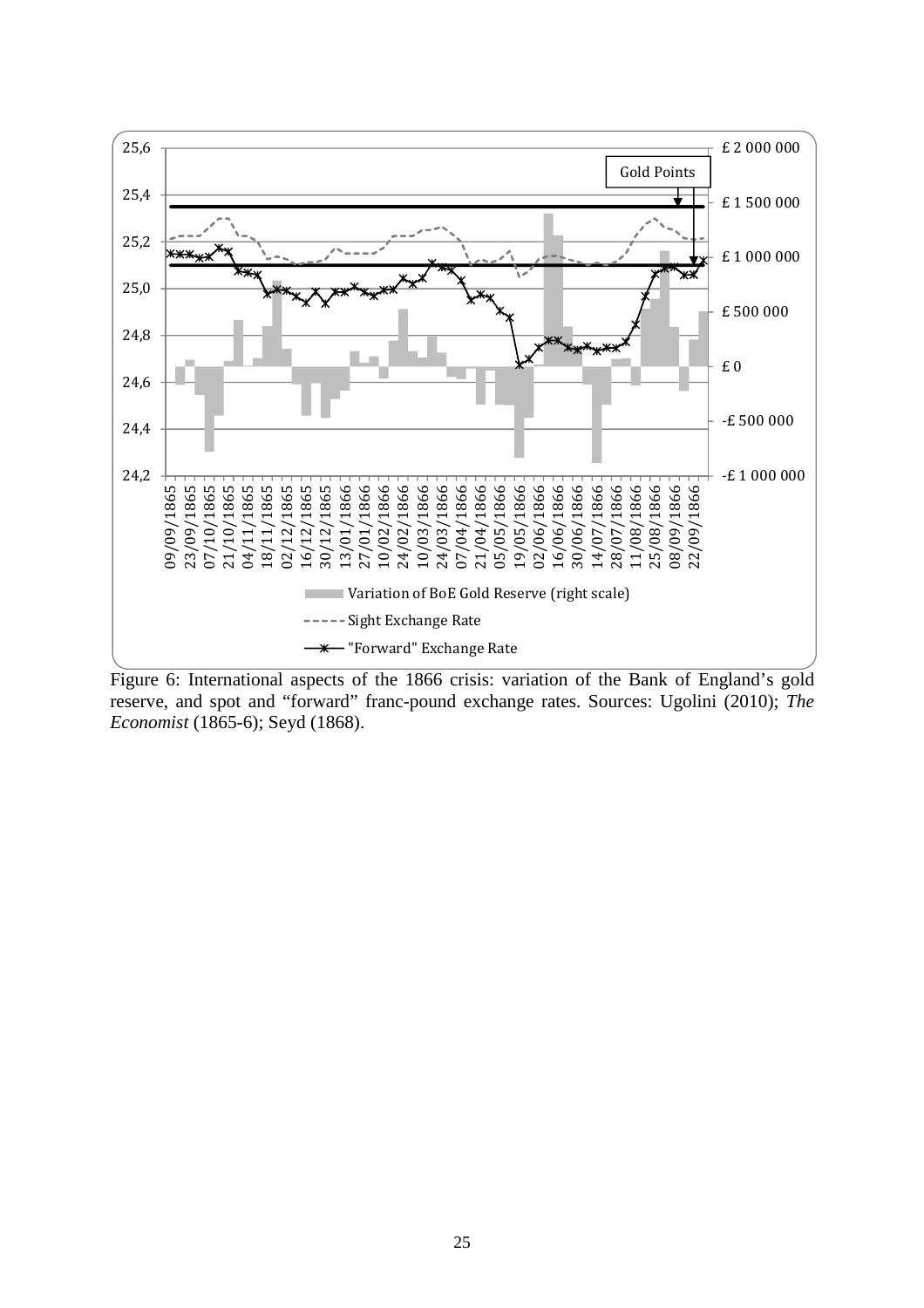Figure 6: International aspects of the 1866 crisis: variation of the Bank of England's gold reserve, and spot and "forward" franc-pound exchange rates. Sources: Ugolini (2010); *The Economist* (1865-6); Seyd (1868).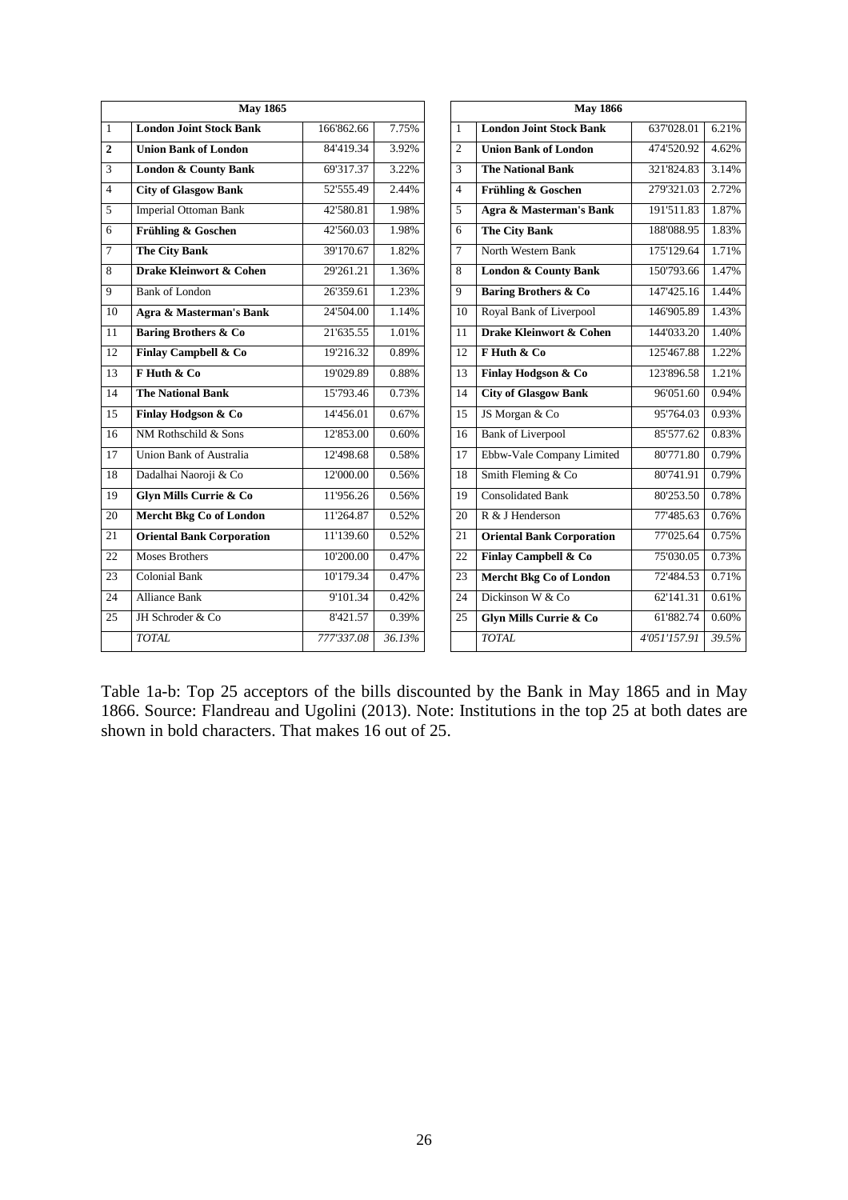| May 1865 | | | |
|---|---|---|---|
| 1 | **London Joint Stock Bank** | 166'862.66 | 7.75% |
| **2** | **Union Bank of London** | 84'419.34 | 3.92% |
| 3 | **London & County Bank** | 69'317.37 | 3.22% |
| 4 | **City of Glasgow Bank** | 52'555.49 | 2.44% |
| 5 | Imperial Ottoman Bank | 42'580.81 | 1.98% |
| 6 | **Frühling & Goschen** | 42'560.03 | 1.98% |
| 7 | **The City Bank** | 39'170.67 | 1.82% |
| 8 | **Drake Kleinwort & Cohen** | 29'261.21 | 1.36% |
| 9 | Bank of London | 26'359.61 | 1.23% |
| 10 | **Agra & Masterman's Bank** | 24'504.00 | 1.14% |
| 11 | **Baring Brothers & Co** | 21'635.55 | 1.01% |
| 12 | **Finlay Campbell & Co** | 19'216.32 | 0.89% |
| 13 | **F Huth & Co** | 19'029.89 | 0.88% |
| 14 | **The National Bank** | 15'793.46 | 0.73% |
| 15 | **Finlay Hodgson & Co** | 14'456.01 | 0.67% |
| 16 | NM Rothschild & Sons | 12'853.00 | 0.60% |
| 17 | Union Bank of Australia | 12'498.68 | 0.58% |
| 18 | Dadalhai Naoroji & Co | 12'000.00 | 0.56% |
| 19 | **Glyn Mills Currie & Co** | 11'956.26 | 0.56% |
| 20 | **Mercht Bkg Co of London** | 11'264.87 | 0.52% |
| 21 | **Oriental Bank Corporation** | 11'139.60 | 0.52% |
| 22 | Moses Brothers | 10'200.00 | 0.47% |
| 23 | Colonial Bank | 10'179.34 | 0.47% |
| 24 | Alliance Bank | 9'101.34 | 0.42% |
| 25 | JH Schroder & Co | 8'421.57 | 0.39% |
| | *TOTAL* | *777'337.08* | *36.13%* |

| May 1866 | | | |
|---|---|---|---|
| 1 | **London Joint Stock Bank** | 637'028.01 | 6.21% |
| 2 | **Union Bank of London** | 474'520.92 | 4.62% |
| 3 | **The National Bank** | 321'824.83 | 3.14% |
| 4 | **Frühling & Goschen** | 279'321.03 | 2.72% |
| 5 | **Agra & Masterman's Bank** | 191'511.83 | 1.87% |
| 6 | **The City Bank** | 188'088.95 | 1.83% |
| 7 | North Western Bank | 175'129.64 | 1.71% |
| 8 | **London & County Bank** | 150'793.66 | 1.47% |
| 9 | **Baring Brothers & Co** | 147'425.16 | 1.44% |
| 10 | Royal Bank of Liverpool | 146'905.89 | 1.43% |
| 11 | **Drake Kleinwort & Cohen** | 144'033.20 | 1.40% |
| 12 | **F Huth & Co** | 125'467.88 | 1.22% |
| 13 | **Finlay Hodgson & Co** | 123'896.58 | 1.21% |
| 14 | **City of Glasgow Bank** | 96'051.60 | 0.94% |
| 15 | JS Morgan & Co | 95'764.03 | 0.93% |
| 16 | Bank of Liverpool | 85'577.62 | 0.83% |
| 17 | Ebbw-Vale Company Limited | 80'771.80 | 0.79% |
| 18 | Smith Fleming & Co | 80'741.91 | 0.79% |
| 19 | Consolidated Bank | 80'253.50 | 0.78% |
| 20 | R & J Henderson | 77'485.63 | 0.76% |
| 21 | **Oriental Bank Corporation** | 77'025.64 | 0.75% |
| 22 | **Finlay Campbell & Co** | 75'030.05 | 0.73% |
| 23 | **Mercht Bkg Co of London** | 72'484.53 | 0.71% |
| 24 | Dickinson W & Co | 62'141.31 | 0.61% |
| 25 | **Glyn Mills Currie & Co** | 61'882.74 | 0.60% |
| | *TOTAL* | *4'051'157.91* | *39.5%* |

Table 1a-b: Top 25 acceptors of the bills discounted by the Bank in May 1865 and in May 1866. Source: Flandreau and Ugolini (2013). Note: Institutions in the top 25 at both dates are shown in bold characters. That makes 16 out of 25.